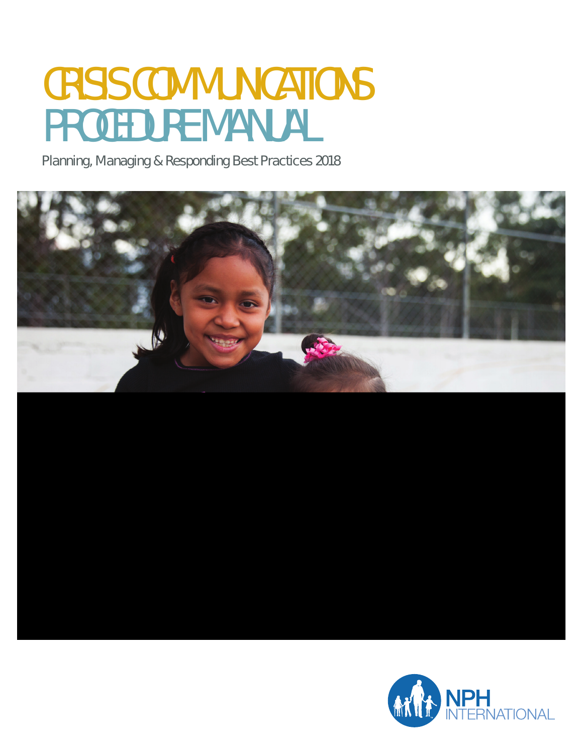# CRISIS COMMUNICATIONS PROCEDURE MANUAL

Planning, Managing & Responding Best Practices 2018

NPH INTERNATIONAL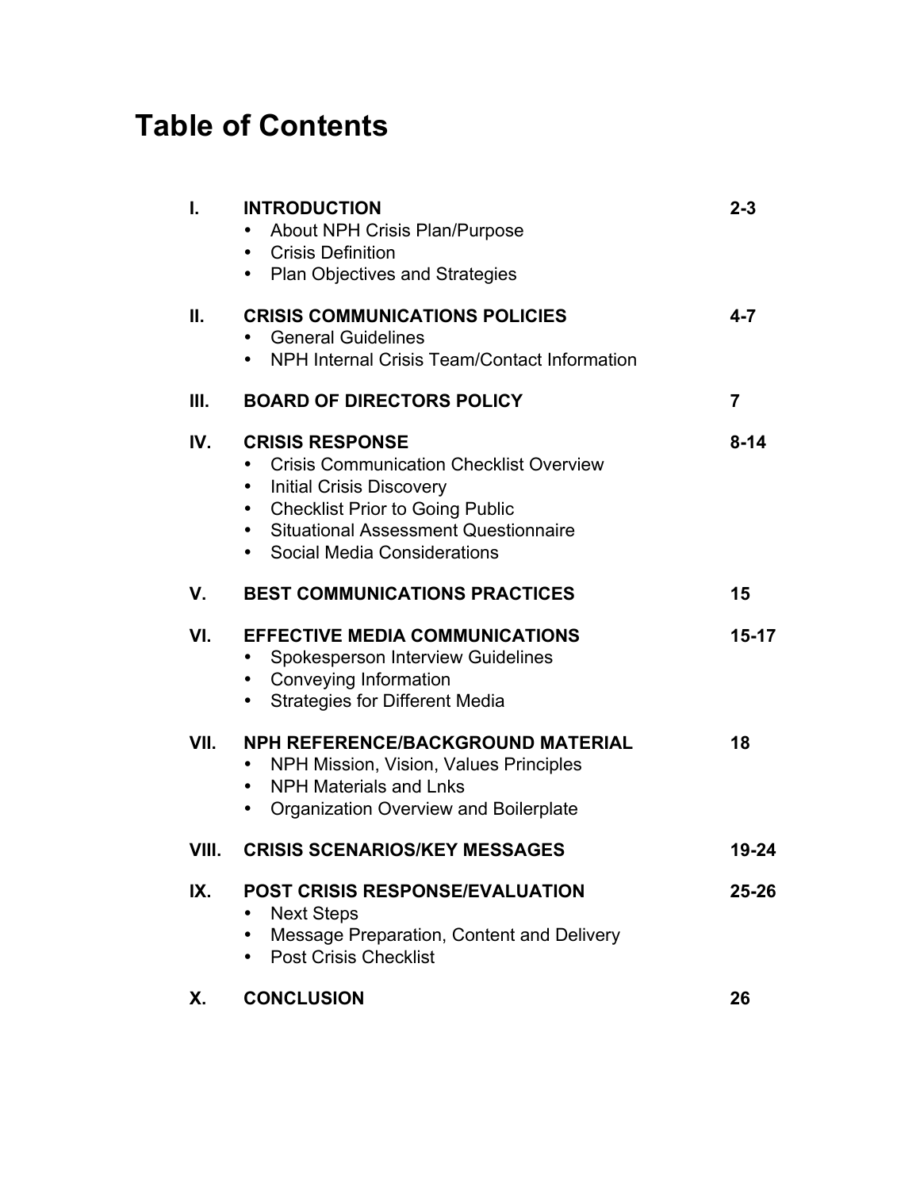# Table of Contents

| | | |
|---|---|---|
| **I.** | **INTRODUCTION**<br>• About NPH Crisis Plan/Purpose<br>• Crisis Definition<br>• Plan Objectives and Strategies | **2-3** |
| **II.** | **CRISIS COMMUNICATIONS POLICIES**<br>• General Guidelines<br>• NPH Internal Crisis Team/Contact Information | **4-7** |
| **III.** | **BOARD OF DIRECTORS POLICY** | **7** |
| **IV.** | **CRISIS RESPONSE**<br>• Crisis Communication Checklist Overview<br>• Initial Crisis Discovery<br>• Checklist Prior to Going Public<br>• Situational Assessment Questionnaire<br>• Social Media Considerations | **8-14** |
| **V.** | **BEST COMMUNICATIONS PRACTICES** | **15** |
| **VI.** | **EFFECTIVE MEDIA COMMUNICATIONS**<br>• Spokesperson Interview Guidelines<br>• Conveying Information<br>• Strategies for Different Media | **15-17** |
| **VII.** | **NPH REFERENCE/BACKGROUND MATERIAL**<br>• NPH Mission, Vision, Values Principles<br>• NPH Materials and Lnks<br>• Organization Overview and Boilerplate | **18** |
| **VIII.** | **CRISIS SCENARIOS/KEY MESSAGES** | **19-24** |
| **IX.** | **POST CRISIS RESPONSE/EVALUATION**<br>• Next Steps<br>• Message Preparation, Content and Delivery<br>• Post Crisis Checklist | **25-26** |
| **X.** | **CONCLUSION** | **26** |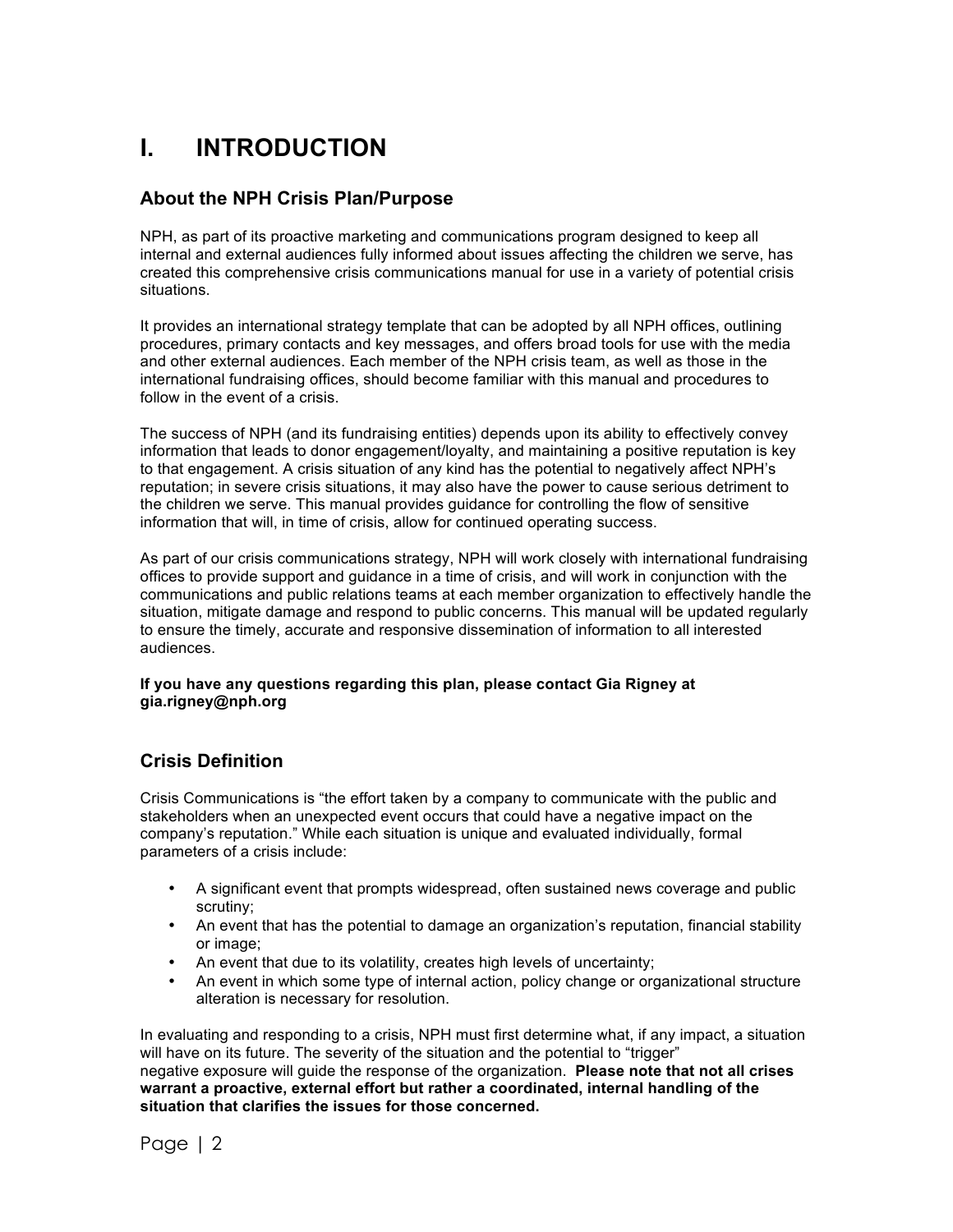# I. INTRODUCTION

## About the NPH Crisis Plan/Purpose

NPH, as part of its proactive marketing and communications program designed to keep all internal and external audiences fully informed about issues affecting the children we serve, has created this comprehensive crisis communications manual for use in a variety of potential crisis situations.

It provides an international strategy template that can be adopted by all NPH offices, outlining procedures, primary contacts and key messages, and offers broad tools for use with the media and other external audiences. Each member of the NPH crisis team, as well as those in the international fundraising offices, should become familiar with this manual and procedures to follow in the event of a crisis.

The success of NPH (and its fundraising entities) depends upon its ability to effectively convey information that leads to donor engagement/loyalty, and maintaining a positive reputation is key to that engagement. A crisis situation of any kind has the potential to negatively affect NPH's reputation; in severe crisis situations, it may also have the power to cause serious detriment to the children we serve. This manual provides guidance for controlling the flow of sensitive information that will, in time of crisis, allow for continued operating success.

As part of our crisis communications strategy, NPH will work closely with international fundraising offices to provide support and guidance in a time of crisis, and will work in conjunction with the communications and public relations teams at each member organization to effectively handle the situation, mitigate damage and respond to public concerns. This manual will be updated regularly to ensure the timely, accurate and responsive dissemination of information to all interested audiences.

**If you have any questions regarding this plan, please contact Gia Rigney at gia.rigney@nph.org**

## Crisis Definition

Crisis Communications is "the effort taken by a company to communicate with the public and stakeholders when an unexpected event occurs that could have a negative impact on the company's reputation." While each situation is unique and evaluated individually, formal parameters of a crisis include:

- A significant event that prompts widespread, often sustained news coverage and public scrutiny;
- An event that has the potential to damage an organization's reputation, financial stability or image;
- An event that due to its volatility, creates high levels of uncertainty;
- An event in which some type of internal action, policy change or organizational structure alteration is necessary for resolution.

In evaluating and responding to a crisis, NPH must first determine what, if any impact, a situation will have on its future. The severity of the situation and the potential to "trigger" negative exposure will guide the response of the organization. **Please note that not all crises warrant a proactive, external effort but rather a coordinated, internal handling of the situation that clarifies the issues for those concerned.**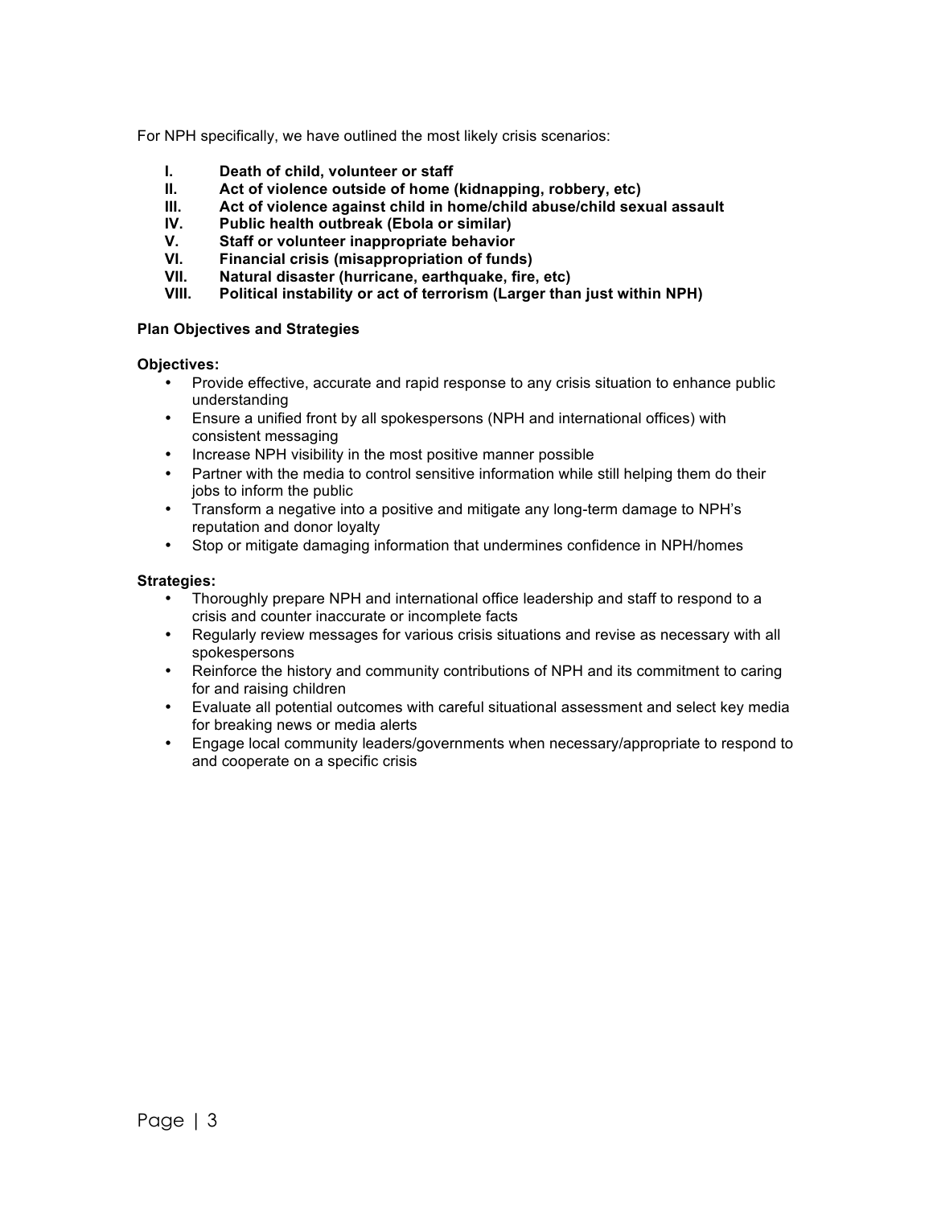For NPH specifically, we have outlined the most likely crisis scenarios:

- **I. Death of child, volunteer or staff**
- **II. Act of violence outside of home (kidnapping, robbery, etc)**
- **III. Act of violence against child in home/child abuse/child sexual assault**
- **IV. Public health outbreak (Ebola or similar)**
- **V. Staff or volunteer inappropriate behavior**
- **VI. Financial crisis (misappropriation of funds)**
- **VII. Natural disaster (hurricane, earthquake, fire, etc)**
- **VIII. Political instability or act of terrorism (Larger than just within NPH)**

**Plan Objectives and Strategies**

**Objectives:**

- Provide effective, accurate and rapid response to any crisis situation to enhance public understanding
- Ensure a unified front by all spokespersons (NPH and international offices) with consistent messaging
- Increase NPH visibility in the most positive manner possible
- Partner with the media to control sensitive information while still helping them do their jobs to inform the public
- Transform a negative into a positive and mitigate any long-term damage to NPH's reputation and donor loyalty
- Stop or mitigate damaging information that undermines confidence in NPH/homes

**Strategies:**

- Thoroughly prepare NPH and international office leadership and staff to respond to a crisis and counter inaccurate or incomplete facts
- Regularly review messages for various crisis situations and revise as necessary with all spokespersons
- Reinforce the history and community contributions of NPH and its commitment to caring for and raising children
- Evaluate all potential outcomes with careful situational assessment and select key media for breaking news or media alerts
- Engage local community leaders/governments when necessary/appropriate to respond to and cooperate on a specific crisis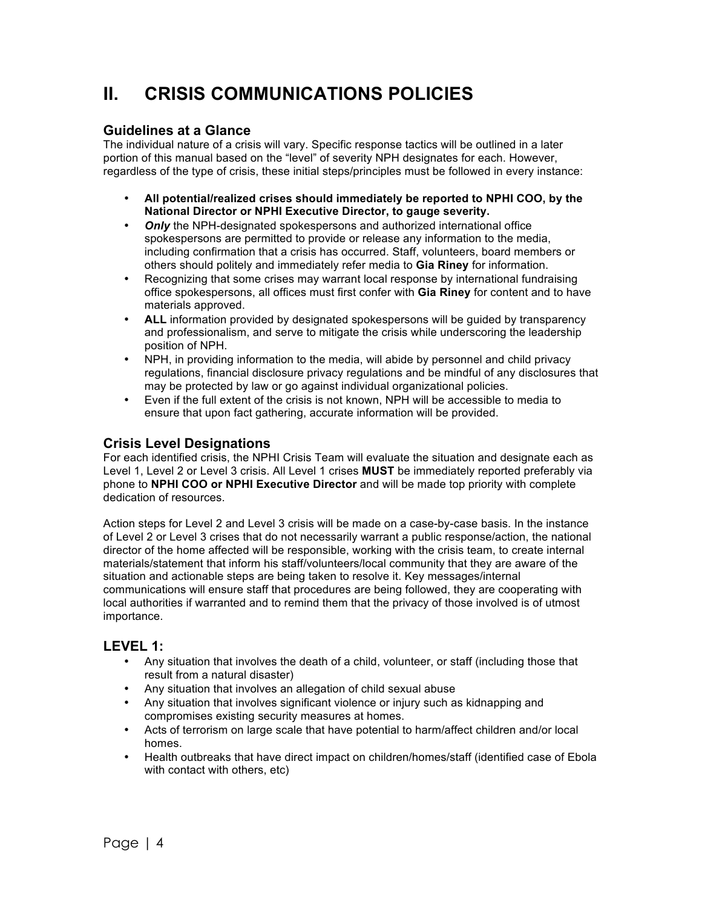# II. CRISIS COMMUNICATIONS POLICIES

## Guidelines at a Glance

The individual nature of a crisis will vary. Specific response tactics will be outlined in a later portion of this manual based on the "level" of severity NPH designates for each. However, regardless of the type of crisis, these initial steps/principles must be followed in every instance:

- **All potential/realized crises should immediately be reported to NPHI COO, by the National Director or NPHI Executive Director, to gauge severity.**
- ***Only*** the NPH-designated spokespersons and authorized international office spokespersons are permitted to provide or release any information to the media, including confirmation that a crisis has occurred. Staff, volunteers, board members or others should politely and immediately refer media to **Gia Riney** for information.
- Recognizing that some crises may warrant local response by international fundraising office spokespersons, all offices must first confer with **Gia Riney** for content and to have materials approved.
- **ALL** information provided by designated spokespersons will be guided by transparency and professionalism, and serve to mitigate the crisis while underscoring the leadership position of NPH.
- NPH, in providing information to the media, will abide by personnel and child privacy regulations, financial disclosure privacy regulations and be mindful of any disclosures that may be protected by law or go against individual organizational policies.
- Even if the full extent of the crisis is not known, NPH will be accessible to media to ensure that upon fact gathering, accurate information will be provided.

## Crisis Level Designations

For each identified crisis, the NPHI Crisis Team will evaluate the situation and designate each as Level 1, Level 2 or Level 3 crisis. All Level 1 crises **MUST** be immediately reported preferably via phone to **NPHI COO or NPHI Executive Director** and will be made top priority with complete dedication of resources.

Action steps for Level 2 and Level 3 crisis will be made on a case-by-case basis. In the instance of Level 2 or Level 3 crises that do not necessarily warrant a public response/action, the national director of the home affected will be responsible, working with the crisis team, to create internal materials/statement that inform his staff/volunteers/local community that they are aware of the situation and actionable steps are being taken to resolve it. Key messages/internal communications will ensure staff that procedures are being followed, they are cooperating with local authorities if warranted and to remind them that the privacy of those involved is of utmost importance.

## LEVEL 1:

- Any situation that involves the death of a child, volunteer, or staff (including those that result from a natural disaster)
- Any situation that involves an allegation of child sexual abuse
- Any situation that involves significant violence or injury such as kidnapping and compromises existing security measures at homes.
- Acts of terrorism on large scale that have potential to harm/affect children and/or local homes.
- Health outbreaks that have direct impact on children/homes/staff (identified case of Ebola with contact with others, etc)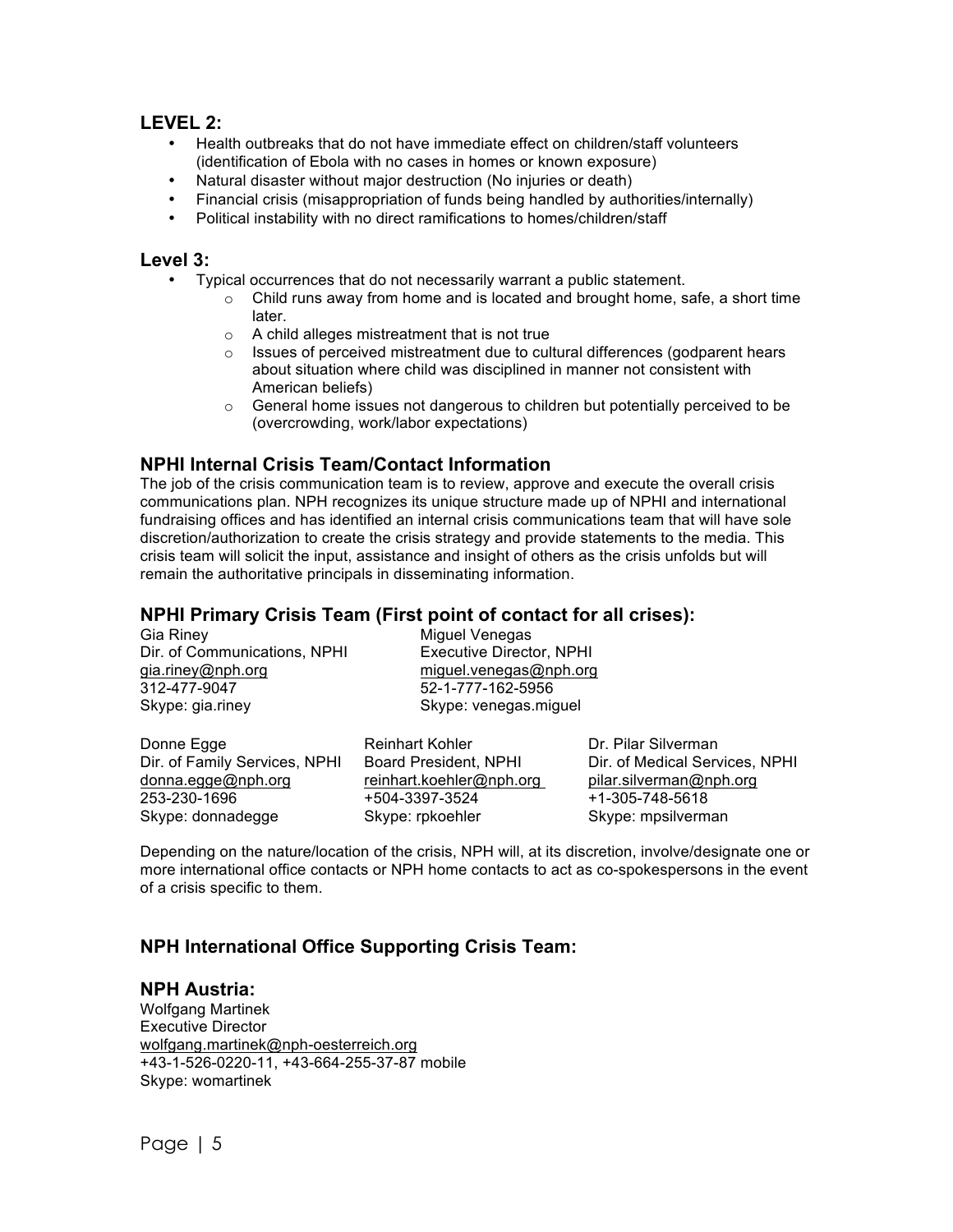## LEVEL 2:

- Health outbreaks that do not have immediate effect on children/staff volunteers (identification of Ebola with no cases in homes or known exposure)
- Natural disaster without major destruction (No injuries or death)
- Financial crisis (misappropriation of funds being handled by authorities/internally)
- Political instability with no direct ramifications to homes/children/staff

## Level 3:

- Typical occurrences that do not necessarily warrant a public statement.
  - Child runs away from home and is located and brought home, safe, a short time later.
  - A child alleges mistreatment that is not true
  - Issues of perceived mistreatment due to cultural differences (godparent hears about situation where child was disciplined in manner not consistent with American beliefs)
  - General home issues not dangerous to children but potentially perceived to be (overcrowding, work/labor expectations)

### NPHI Internal Crisis Team/Contact Information

The job of the crisis communication team is to review, approve and execute the overall crisis communications plan. NPH recognizes its unique structure made up of NPHI and international fundraising offices and has identified an internal crisis communications team that will have sole discretion/authorization to create the crisis strategy and provide statements to the media. This crisis team will solicit the input, assistance and insight of others as the crisis unfolds but will remain the authoritative principals in disseminating information.

### NPHI Primary Crisis Team (First point of contact for all crises):

Gia Riney
Dir. of Communications, NPHI
gia.riney@nph.org
312-477-9047
Skype: gia.riney

Miguel Venegas
Executive Director, NPHI
miguel.venegas@nph.org
52-1-777-162-5956
Skype: venegas.miguel

Donne Egge
Dir. of Family Services, NPHI
donna.egge@nph.org
253-230-1696
Skype: donnadegge

Reinhart Kohler
Board President, NPHI
reinhart.koehler@nph.org
+504-3397-3524
Skype: rpkoehler

Dr. Pilar Silverman
Dir. of Medical Services, NPHI
pilar.silverman@nph.org
+1-305-748-5618
Skype: mpsilverman

Depending on the nature/location of the crisis, NPH will, at its discretion, involve/designate one or more international office contacts or NPH home contacts to act as co-spokespersons in the event of a crisis specific to them.

### NPH International Office Supporting Crisis Team:

### NPH Austria:

Wolfgang Martinek
Executive Director
wolfgang.martinek@nph-oesterreich.org
+43-1-526-0220-11, +43-664-255-37-87 mobile
Skype: womartinek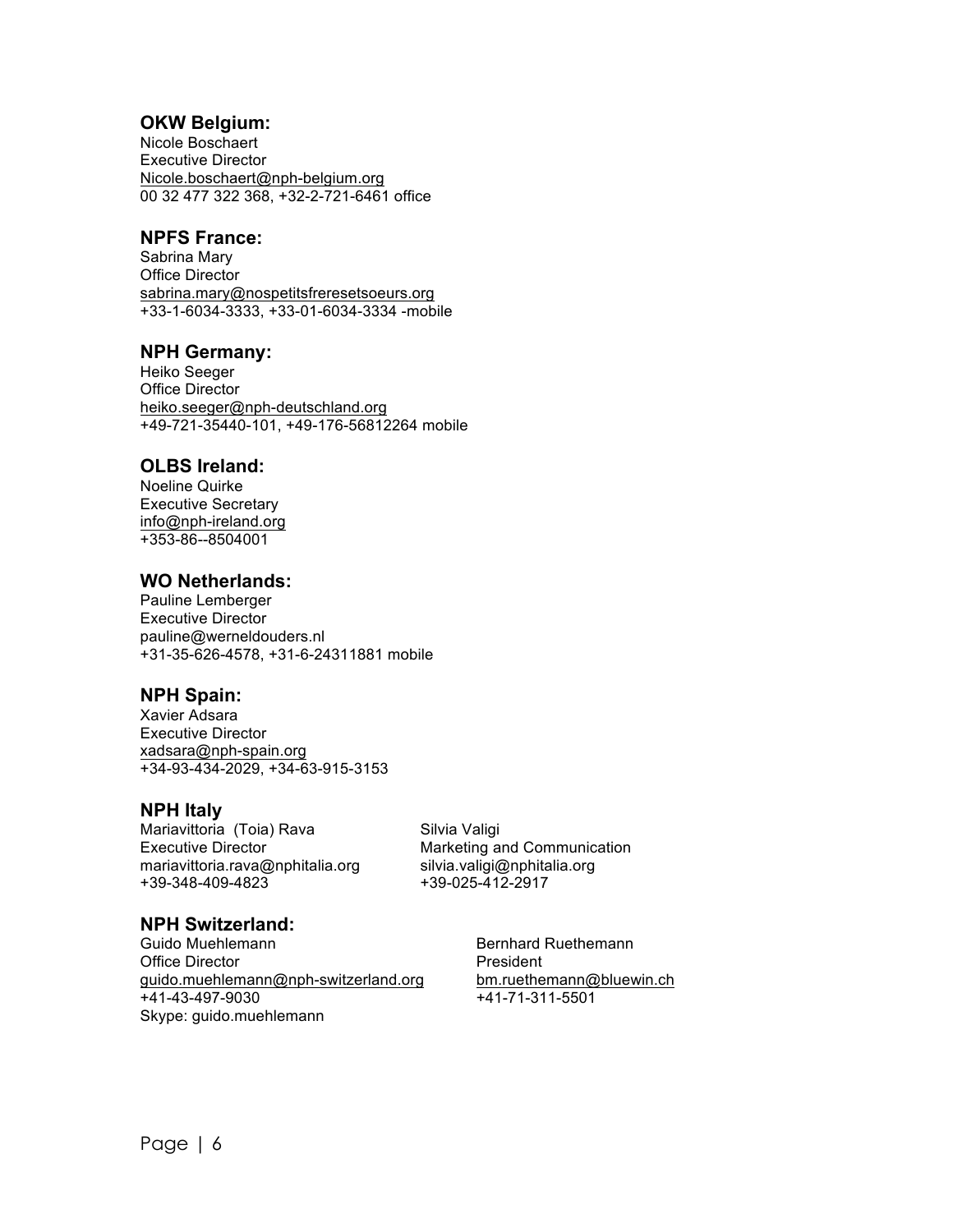### OKW Belgium:

Nicole Boschaert
Executive Director
Nicole.boschaert@nph-belgium.org
00 32 477 322 368, +32-2-721-6461 office

### NPFS France:

Sabrina Mary
Office Director
sabrina.mary@nospetitsfreresetsoeurs.org
+33-1-6034-3333, +33-01-6034-3334 -mobile

### NPH Germany:

Heiko Seeger
Office Director
heiko.seeger@nph-deutschland.org
+49-721-35440-101, +49-176-56812264 mobile

### OLBS Ireland:

Noeline Quirke
Executive Secretary
info@nph-ireland.org
+353-86--8504001

### WO Netherlands:

Pauline Lemberger
Executive Director
pauline@werneldouders.nl
+31-35-626-4578, +31-6-24311881 mobile

### NPH Spain:

Xavier Adsara
Executive Director
xadsara@nph-spain.org
+34-93-434-2029, +34-63-915-3153

### NPH Italy

Mariavittoria (Toia) Rava
Executive Director
mariavittoria.rava@nphitalia.org
+39-348-409-4823

Silvia Valigi
Marketing and Communication
silvia.valigi@nphitalia.org
+39-025-412-2917

### NPH Switzerland:

Guido Muehlemann
Office Director
guido.muehlemann@nph-switzerland.org
+41-43-497-9030
Skype: guido.muehlemann

Bernhard Ruethemann
President
bm.ruethemann@bluewin.ch
+41-71-311-5501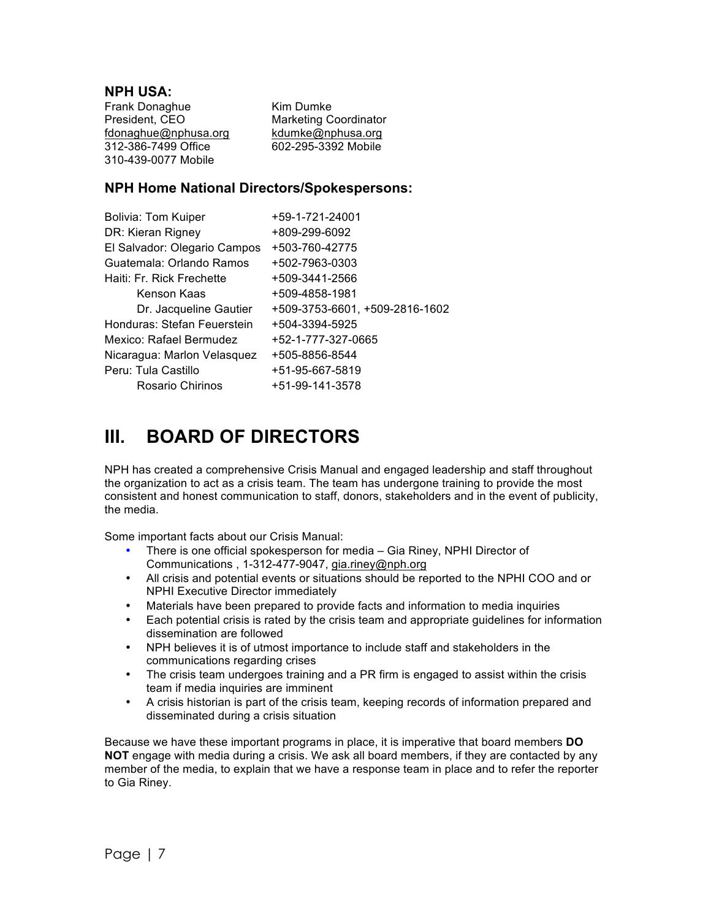### NPH USA:

| | |
|---|---|
| Frank Donaghue<br>President, CEO<br>fdonaghue@nphusa.org<br>312-386-7499 Office<br>310-439-0077 Mobile | Kim Dumke<br>Marketing Coordinator<br>kdumke@nphusa.org<br>602-295-3392 Mobile |

### NPH Home National Directors/Spokespersons:

| | |
|---|---|
| Bolivia: Tom Kuiper | +59-1-721-24001 |
| DR: Kieran Rigney | +809-299-6092 |
| El Salvador: Olegario Campos | +503-760-42775 |
| Guatemala: Orlando Ramos | +502-7963-0303 |
| Haiti: Fr. Rick Frechette | +509-3441-2566 |
| Kenson Kaas | +509-4858-1981 |
| Dr. Jacqueline Gautier | +509-3753-6601, +509-2816-1602 |
| Honduras: Stefan Feuerstein | +504-3394-5925 |
| Mexico: Rafael Bermudez | +52-1-777-327-0665 |
| Nicaragua: Marlon Velasquez | +505-8856-8544 |
| Peru: Tula Castillo | +51-95-667-5819 |
| Rosario Chirinos | +51-99-141-3578 |

# III. BOARD OF DIRECTORS

NPH has created a comprehensive Crisis Manual and engaged leadership and staff throughout the organization to act as a crisis team. The team has undergone training to provide the most consistent and honest communication to staff, donors, stakeholders and in the event of publicity, the media.

Some important facts about our Crisis Manual:

- There is one official spokesperson for media – Gia Riney, NPHI Director of Communications , 1-312-477-9047, gia.riney@nph.org
- All crisis and potential events or situations should be reported to the NPHI COO and or NPHI Executive Director immediately
- Materials have been prepared to provide facts and information to media inquiries
- Each potential crisis is rated by the crisis team and appropriate guidelines for information dissemination are followed
- NPH believes it is of utmost importance to include staff and stakeholders in the communications regarding crises
- The crisis team undergoes training and a PR firm is engaged to assist within the crisis team if media inquiries are imminent
- A crisis historian is part of the crisis team, keeping records of information prepared and disseminated during a crisis situation

Because we have these important programs in place, it is imperative that board members **DO NOT** engage with media during a crisis. We ask all board members, if they are contacted by any member of the media, to explain that we have a response team in place and to refer the reporter to Gia Riney.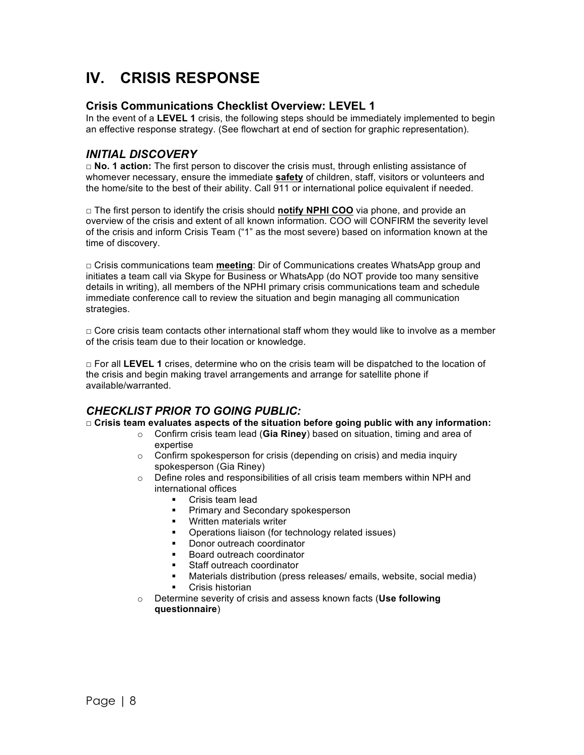# IV. CRISIS RESPONSE

## Crisis Communications Checklist Overview: LEVEL 1

In the event of a **LEVEL 1** crisis, the following steps should be immediately implemented to begin an effective response strategy. (See flowchart at end of section for graphic representation).

## *INITIAL DISCOVERY*

□ **No. 1 action:** The first person to discover the crisis must, through enlisting assistance of whomever necessary, ensure the immediate **safety** of children, staff, visitors or volunteers and the home/site to the best of their ability. Call 911 or international police equivalent if needed.

□ The first person to identify the crisis should **notify NPHI COO** via phone, and provide an overview of the crisis and extent of all known information. COO will CONFIRM the severity level of the crisis and inform Crisis Team ("1" as the most severe) based on information known at the time of discovery.

□ Crisis communications team **meeting**: Dir of Communications creates WhatsApp group and initiates a team call via Skype for Business or WhatsApp (do NOT provide too many sensitive details in writing), all members of the NPHI primary crisis communications team and schedule immediate conference call to review the situation and begin managing all communication strategies.

□ Core crisis team contacts other international staff whom they would like to involve as a member of the crisis team due to their location or knowledge.

□ For all **LEVEL 1** crises, determine who on the crisis team will be dispatched to the location of the crisis and begin making travel arrangements and arrange for satellite phone if available/warranted.

## *CHECKLIST PRIOR TO GOING PUBLIC:*

□ **Crisis team evaluates aspects of the situation before going public with any information:**

- Confirm crisis team lead (**Gia Riney**) based on situation, timing and area of expertise
- Confirm spokesperson for crisis (depending on crisis) and media inquiry spokesperson (Gia Riney)
- Define roles and responsibilities of all crisis team members within NPH and international offices
  - Crisis team lead
  - Primary and Secondary spokesperson
  - Written materials writer
  - Operations liaison (for technology related issues)
  - Donor outreach coordinator
  - Board outreach coordinator
  - Staff outreach coordinator
  - Materials distribution (press releases/ emails, website, social media)
  - Crisis historian
- Determine severity of crisis and assess known facts (**Use following questionnaire**)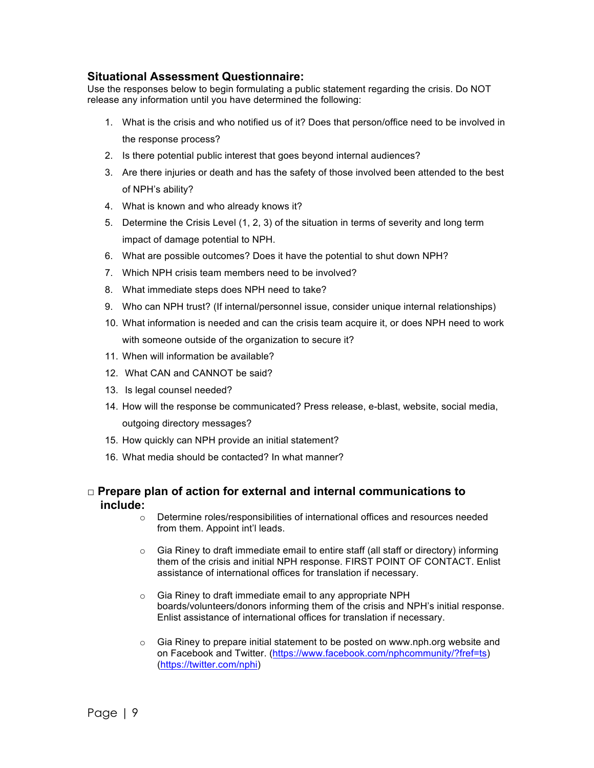### Situational Assessment Questionnaire:

Use the responses below to begin formulating a public statement regarding the crisis. Do NOT release any information until you have determined the following:

1. What is the crisis and who notified us of it? Does that person/office need to be involved in the response process?
2. Is there potential public interest that goes beyond internal audiences?
3. Are there injuries or death and has the safety of those involved been attended to the best of NPH's ability?
4. What is known and who already knows it?
5. Determine the Crisis Level (1, 2, 3) of the situation in terms of severity and long term impact of damage potential to NPH.
6. What are possible outcomes? Does it have the potential to shut down NPH?
7. Which NPH crisis team members need to be involved?
8. What immediate steps does NPH need to take?
9. Who can NPH trust? (If internal/personnel issue, consider unique internal relationships)
10. What information is needed and can the crisis team acquire it, or does NPH need to work with someone outside of the organization to secure it?
11. When will information be available?
12. What CAN and CANNOT be said?
13. Is legal counsel needed?
14. How will the response be communicated? Press release, e-blast, website, social media, outgoing directory messages?
15. How quickly can NPH provide an initial statement?
16. What media should be contacted? In what manner?

### □ Prepare plan of action for external and internal communications to include:

- Determine roles/responsibilities of international offices and resources needed from them. Appoint int'l leads.
- Gia Riney to draft immediate email to entire staff (all staff or directory) informing them of the crisis and initial NPH response. FIRST POINT OF CONTACT. Enlist assistance of international offices for translation if necessary.
- Gia Riney to draft immediate email to any appropriate NPH boards/volunteers/donors informing them of the crisis and NPH's initial response. Enlist assistance of international offices for translation if necessary.
- Gia Riney to prepare initial statement to be posted on www.nph.org website and on Facebook and Twitter. (https://www.facebook.com/nphcommunity/?fref=ts) (https://twitter.com/nphi)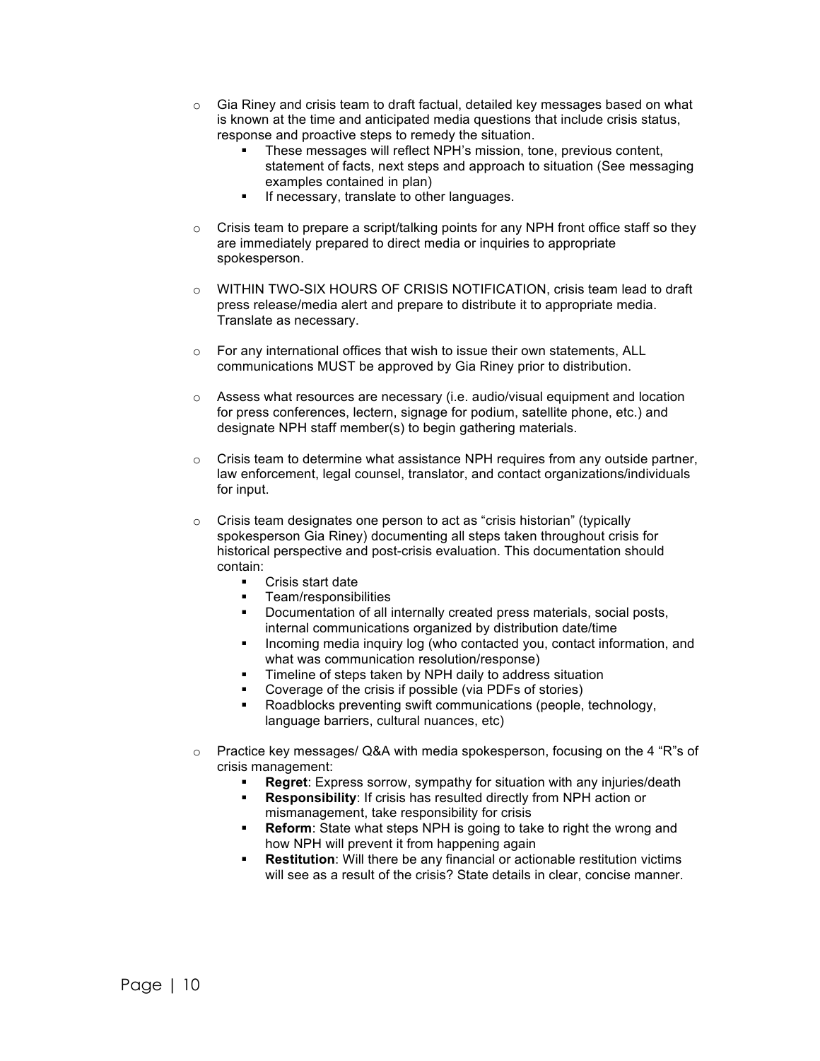- Gia Riney and crisis team to draft factual, detailed key messages based on what is known at the time and anticipated media questions that include crisis status, response and proactive steps to remedy the situation.
  - These messages will reflect NPH's mission, tone, previous content, statement of facts, next steps and approach to situation (See messaging examples contained in plan)
  - If necessary, translate to other languages.

- Crisis team to prepare a script/talking points for any NPH front office staff so they are immediately prepared to direct media or inquiries to appropriate spokesperson.

- WITHIN TWO-SIX HOURS OF CRISIS NOTIFICATION, crisis team lead to draft press release/media alert and prepare to distribute it to appropriate media. Translate as necessary.

- For any international offices that wish to issue their own statements, ALL communications MUST be approved by Gia Riney prior to distribution.

- Assess what resources are necessary (i.e. audio/visual equipment and location for press conferences, lectern, signage for podium, satellite phone, etc.) and designate NPH staff member(s) to begin gathering materials.

- Crisis team to determine what assistance NPH requires from any outside partner, law enforcement, legal counsel, translator, and contact organizations/individuals for input.

- Crisis team designates one person to act as "crisis historian" (typically spokesperson Gia Riney) documenting all steps taken throughout crisis for historical perspective and post-crisis evaluation. This documentation should contain:
  - Crisis start date
  - Team/responsibilities
  - Documentation of all internally created press materials, social posts, internal communications organized by distribution date/time
  - Incoming media inquiry log (who contacted you, contact information, and what was communication resolution/response)
  - Timeline of steps taken by NPH daily to address situation
  - Coverage of the crisis if possible (via PDFs of stories)
  - Roadblocks preventing swift communications (people, technology, language barriers, cultural nuances, etc)

- Practice key messages/ Q&A with media spokesperson, focusing on the 4 "R"s of crisis management:
  - **Regret**: Express sorrow, sympathy for situation with any injuries/death
  - **Responsibility**: If crisis has resulted directly from NPH action or mismanagement, take responsibility for crisis
  - **Reform**: State what steps NPH is going to take to right the wrong and how NPH will prevent it from happening again
  - **Restitution**: Will there be any financial or actionable restitution victims will see as a result of the crisis? State details in clear, concise manner.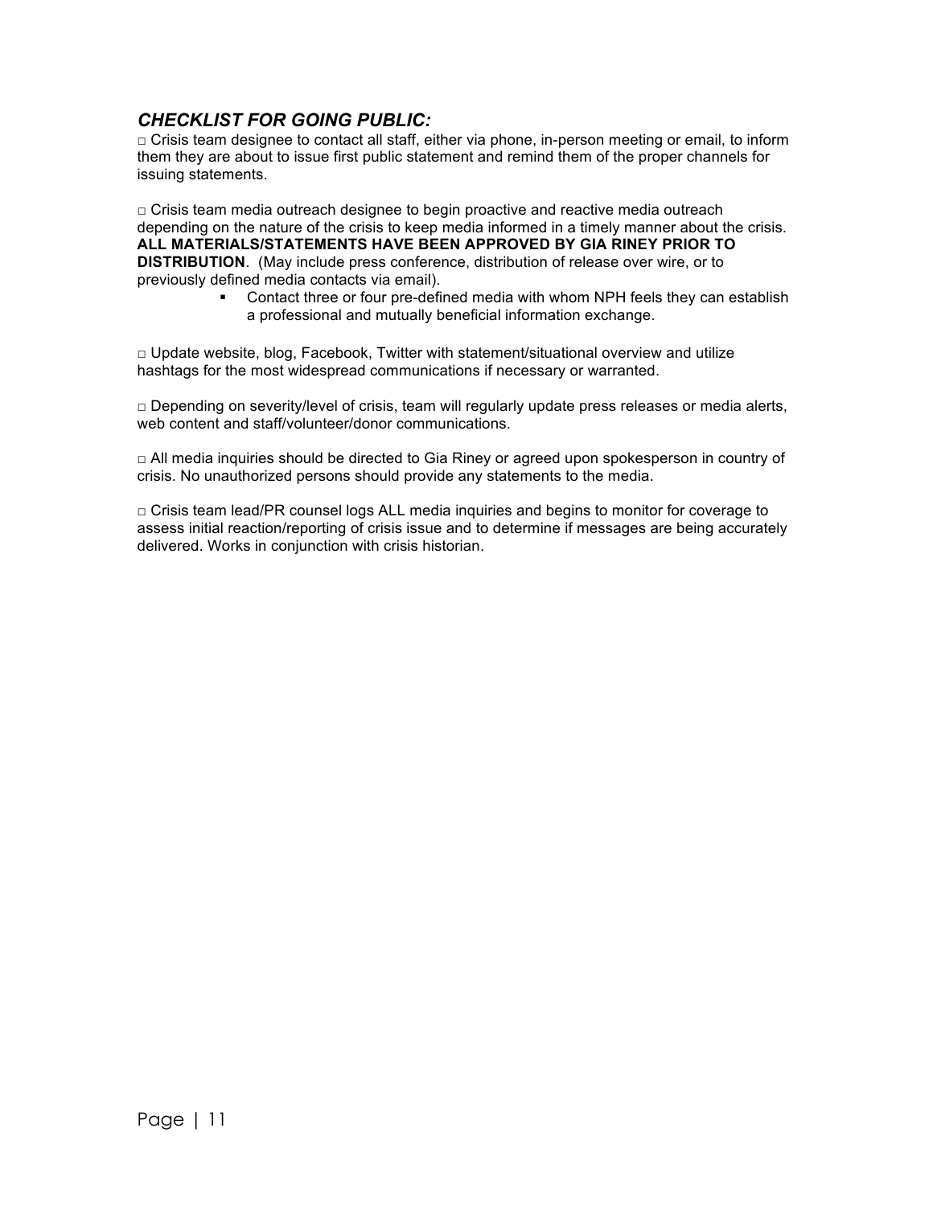### *CHECKLIST FOR GOING PUBLIC:*

□ Crisis team designee to contact all staff, either via phone, in-person meeting or email, to inform them they are about to issue first public statement and remind them of the proper channels for issuing statements.

□ Crisis team media outreach designee to begin proactive and reactive media outreach depending on the nature of the crisis to keep media informed in a timely manner about the crisis. **ALL MATERIALS/STATEMENTS HAVE BEEN APPROVED BY GIA RINEY PRIOR TO DISTRIBUTION**. (May include press conference, distribution of release over wire, or to previously defined media contacts via email).

- Contact three or four pre-defined media with whom NPH feels they can establish a professional and mutually beneficial information exchange.

□ Update website, blog, Facebook, Twitter with statement/situational overview and utilize hashtags for the most widespread communications if necessary or warranted.

□ Depending on severity/level of crisis, team will regularly update press releases or media alerts, web content and staff/volunteer/donor communications.

□ All media inquiries should be directed to Gia Riney or agreed upon spokesperson in country of crisis. No unauthorized persons should provide any statements to the media.

□ Crisis team lead/PR counsel logs ALL media inquiries and begins to monitor for coverage to assess initial reaction/reporting of crisis issue and to determine if messages are being accurately delivered. Works in conjunction with crisis historian.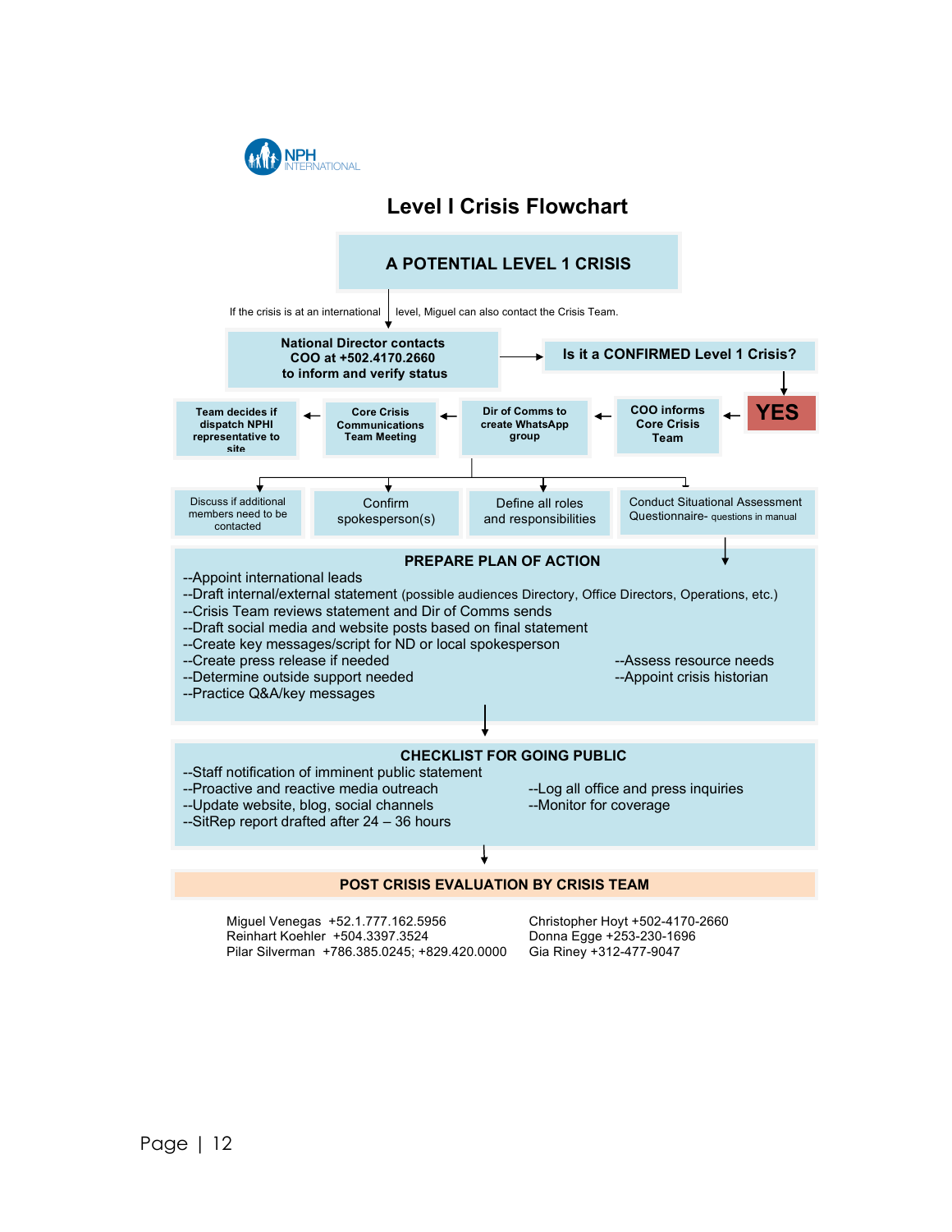# Level I Crisis Flowchart

**A POTENTIAL LEVEL 1 CRISIS**

If the crisis is at an international level, Miguel can also contact the Crisis Team.

**National Director contacts COO at +502.4170.2660 to inform and verify status**

→ **Is it a CONFIRMED Level 1 Crisis?**

→ **YES**

→ **COO informs Core Crisis Team**

→ **Dir of Comms to create WhatsApp group**

→ **Core Crisis Communications Team Meeting**

→ **Team decides if dispatch NPHI representative to site**

- Discuss if additional members need to be contacted
- Confirm spokesperson(s)
- Define all roles and responsibilities
- Conduct Situational Assessment Questionnaire- questions in manual

## PREPARE PLAN OF ACTION

--Appoint international leads
--Draft internal/external statement (possible audiences Directory, Office Directors, Operations, etc.)
--Crisis Team reviews statement and Dir of Comms sends
--Draft social media and website posts based on final statement
--Create key messages/script for ND or local spokesperson
--Create press release if needed
--Determine outside support needed
--Practice Q&A/key messages
--Assess resource needs
--Appoint crisis historian

## CHECKLIST FOR GOING PUBLIC

--Staff notification of imminent public statement
--Proactive and reactive media outreach
--Update website, blog, social channels
--SitRep report drafted after 24 – 36 hours
--Log all office and press inquiries
--Monitor for coverage

## POST CRISIS EVALUATION BY CRISIS TEAM

Miguel Venegas +52.1.777.162.5956
Reinhart Koehler +504.3397.3524
Pilar Silverman +786.385.0245; +829.420.0000
Christopher Hoyt +502-4170-2660
Donna Egge +253-230-1696
Gia Riney +312-477-9047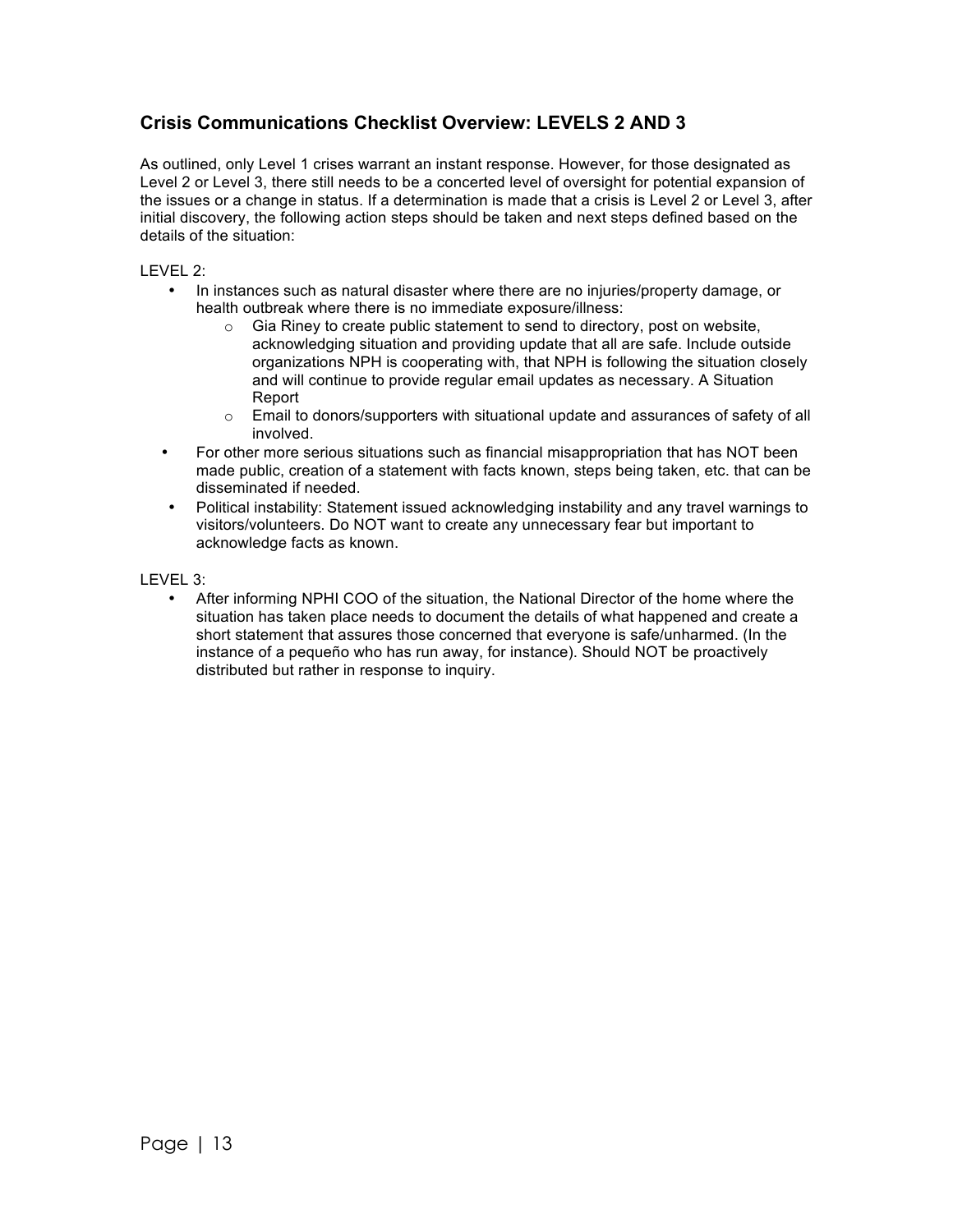## Crisis Communications Checklist Overview: LEVELS 2 AND 3

As outlined, only Level 1 crises warrant an instant response. However, for those designated as Level 2 or Level 3, there still needs to be a concerted level of oversight for potential expansion of the issues or a change in status. If a determination is made that a crisis is Level 2 or Level 3, after initial discovery, the following action steps should be taken and next steps defined based on the details of the situation:

LEVEL 2:

- In instances such as natural disaster where there are no injuries/property damage, or health outbreak where there is no immediate exposure/illness:
  - Gia Riney to create public statement to send to directory, post on website, acknowledging situation and providing update that all are safe. Include outside organizations NPH is cooperating with, that NPH is following the situation closely and will continue to provide regular email updates as necessary. A Situation Report
  - Email to donors/supporters with situational update and assurances of safety of all involved.
- For other more serious situations such as financial misappropriation that has NOT been made public, creation of a statement with facts known, steps being taken, etc. that can be disseminated if needed.
- Political instability: Statement issued acknowledging instability and any travel warnings to visitors/volunteers. Do NOT want to create any unnecessary fear but important to acknowledge facts as known.

LEVEL 3:

- After informing NPHI COO of the situation, the National Director of the home where the situation has taken place needs to document the details of what happened and create a short statement that assures those concerned that everyone is safe/unharmed. (In the instance of a pequeño who has run away, for instance). Should NOT be proactively distributed but rather in response to inquiry.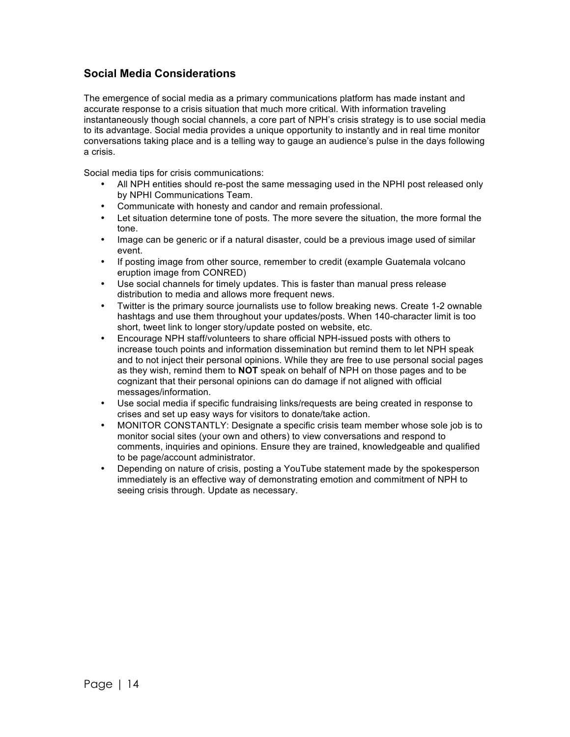## Social Media Considerations

The emergence of social media as a primary communications platform has made instant and accurate response to a crisis situation that much more critical. With information traveling instantaneously though social channels, a core part of NPH's crisis strategy is to use social media to its advantage. Social media provides a unique opportunity to instantly and in real time monitor conversations taking place and is a telling way to gauge an audience's pulse in the days following a crisis.

Social media tips for crisis communications:

- All NPH entities should re-post the same messaging used in the NPHI post released only by NPHI Communications Team.
- Communicate with honesty and candor and remain professional.
- Let situation determine tone of posts. The more severe the situation, the more formal the tone.
- Image can be generic or if a natural disaster, could be a previous image used of similar event.
- If posting image from other source, remember to credit (example Guatemala volcano eruption image from CONRED)
- Use social channels for timely updates. This is faster than manual press release distribution to media and allows more frequent news.
- Twitter is the primary source journalists use to follow breaking news. Create 1-2 ownable hashtags and use them throughout your updates/posts. When 140-character limit is too short, tweet link to longer story/update posted on website, etc.
- Encourage NPH staff/volunteers to share official NPH-issued posts with others to increase touch points and information dissemination but remind them to let NPH speak and to not inject their personal opinions. While they are free to use personal social pages as they wish, remind them to **NOT** speak on behalf of NPH on those pages and to be cognizant that their personal opinions can do damage if not aligned with official messages/information.
- Use social media if specific fundraising links/requests are being created in response to crises and set up easy ways for visitors to donate/take action.
- MONITOR CONSTANTLY: Designate a specific crisis team member whose sole job is to monitor social sites (your own and others) to view conversations and respond to comments, inquiries and opinions. Ensure they are trained, knowledgeable and qualified to be page/account administrator.
- Depending on nature of crisis, posting a YouTube statement made by the spokesperson immediately is an effective way of demonstrating emotion and commitment of NPH to seeing crisis through. Update as necessary.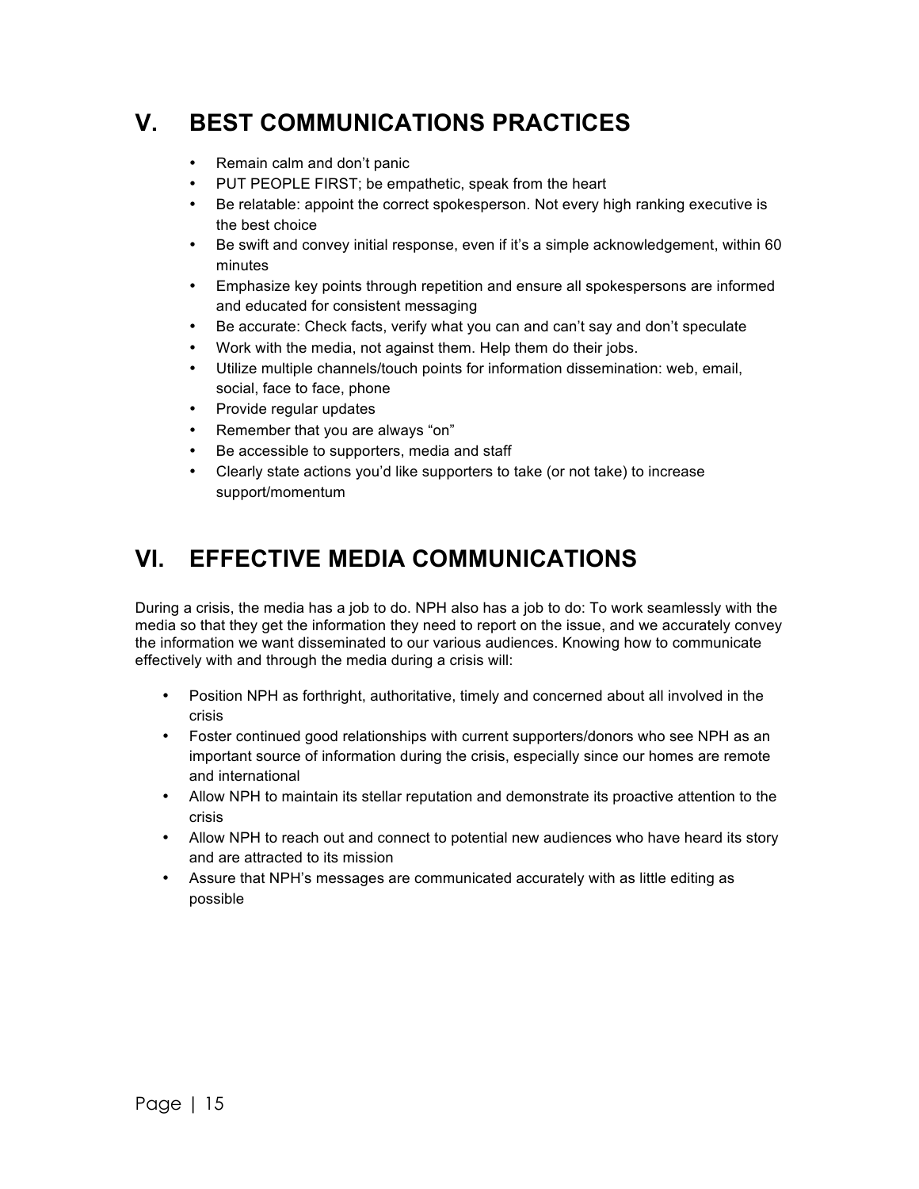## V. BEST COMMUNICATIONS PRACTICES

- Remain calm and don't panic
- PUT PEOPLE FIRST; be empathetic, speak from the heart
- Be relatable: appoint the correct spokesperson. Not every high ranking executive is the best choice
- Be swift and convey initial response, even if it's a simple acknowledgement, within 60 minutes
- Emphasize key points through repetition and ensure all spokespersons are informed and educated for consistent messaging
- Be accurate: Check facts, verify what you can and can't say and don't speculate
- Work with the media, not against them. Help them do their jobs.
- Utilize multiple channels/touch points for information dissemination: web, email, social, face to face, phone
- Provide regular updates
- Remember that you are always "on"
- Be accessible to supporters, media and staff
- Clearly state actions you'd like supporters to take (or not take) to increase support/momentum

## VI. EFFECTIVE MEDIA COMMUNICATIONS

During a crisis, the media has a job to do. NPH also has a job to do: To work seamlessly with the media so that they get the information they need to report on the issue, and we accurately convey the information we want disseminated to our various audiences. Knowing how to communicate effectively with and through the media during a crisis will:

- Position NPH as forthright, authoritative, timely and concerned about all involved in the crisis
- Foster continued good relationships with current supporters/donors who see NPH as an important source of information during the crisis, especially since our homes are remote and international
- Allow NPH to maintain its stellar reputation and demonstrate its proactive attention to the crisis
- Allow NPH to reach out and connect to potential new audiences who have heard its story and are attracted to its mission
- Assure that NPH's messages are communicated accurately with as little editing as possible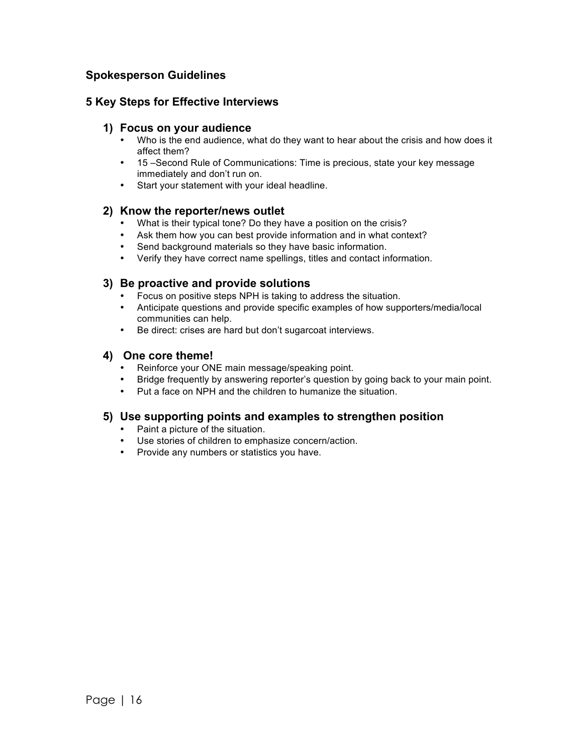## Spokesperson Guidelines

### 5 Key Steps for Effective Interviews

#### 1) Focus on your audience

- Who is the end audience, what do they want to hear about the crisis and how does it affect them?
- 15 –Second Rule of Communications: Time is precious, state your key message immediately and don't run on.
- Start your statement with your ideal headline.

#### 2) Know the reporter/news outlet

- What is their typical tone? Do they have a position on the crisis?
- Ask them how you can best provide information and in what context?
- Send background materials so they have basic information.
- Verify they have correct name spellings, titles and contact information.

#### 3) Be proactive and provide solutions

- Focus on positive steps NPH is taking to address the situation.
- Anticipate questions and provide specific examples of how supporters/media/local communities can help.
- Be direct: crises are hard but don't sugarcoat interviews.

#### 4) One core theme!

- Reinforce your ONE main message/speaking point.
- Bridge frequently by answering reporter's question by going back to your main point.
- Put a face on NPH and the children to humanize the situation.

#### 5) Use supporting points and examples to strengthen position

- Paint a picture of the situation.
- Use stories of children to emphasize concern/action.
- Provide any numbers or statistics you have.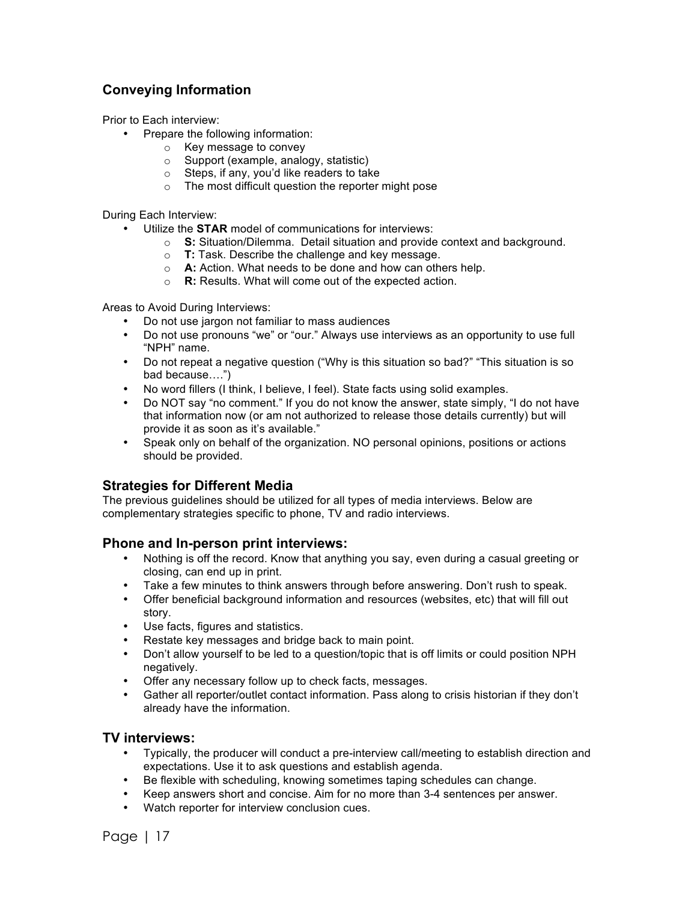## Conveying Information

Prior to Each interview:

- Prepare the following information:
  - Key message to convey
  - Support (example, analogy, statistic)
  - Steps, if any, you'd like readers to take
  - The most difficult question the reporter might pose

During Each Interview:

- Utilize the **STAR** model of communications for interviews:
  - **S:** Situation/Dilemma. Detail situation and provide context and background.
  - **T:** Task. Describe the challenge and key message.
  - **A:** Action. What needs to be done and how can others help.
  - **R:** Results. What will come out of the expected action.

Areas to Avoid During Interviews:

- Do not use jargon not familiar to mass audiences
- Do not use pronouns "we" or "our." Always use interviews as an opportunity to use full "NPH" name.
- Do not repeat a negative question ("Why is this situation so bad?" "This situation is so bad because….")
- No word fillers (I think, I believe, I feel). State facts using solid examples.
- Do NOT say "no comment." If you do not know the answer, state simply, "I do not have that information now (or am not authorized to release those details currently) but will provide it as soon as it's available."
- Speak only on behalf of the organization. NO personal opinions, positions or actions should be provided.

## Strategies for Different Media

The previous guidelines should be utilized for all types of media interviews. Below are complementary strategies specific to phone, TV and radio interviews.

### Phone and In-person print interviews:

- Nothing is off the record. Know that anything you say, even during a casual greeting or closing, can end up in print.
- Take a few minutes to think answers through before answering. Don't rush to speak.
- Offer beneficial background information and resources (websites, etc) that will fill out story.
- Use facts, figures and statistics.
- Restate key messages and bridge back to main point.
- Don't allow yourself to be led to a question/topic that is off limits or could position NPH negatively.
- Offer any necessary follow up to check facts, messages.
- Gather all reporter/outlet contact information. Pass along to crisis historian if they don't already have the information.

### TV interviews:

- Typically, the producer will conduct a pre-interview call/meeting to establish direction and expectations. Use it to ask questions and establish agenda.
- Be flexible with scheduling, knowing sometimes taping schedules can change.
- Keep answers short and concise. Aim for no more than 3-4 sentences per answer.
- Watch reporter for interview conclusion cues.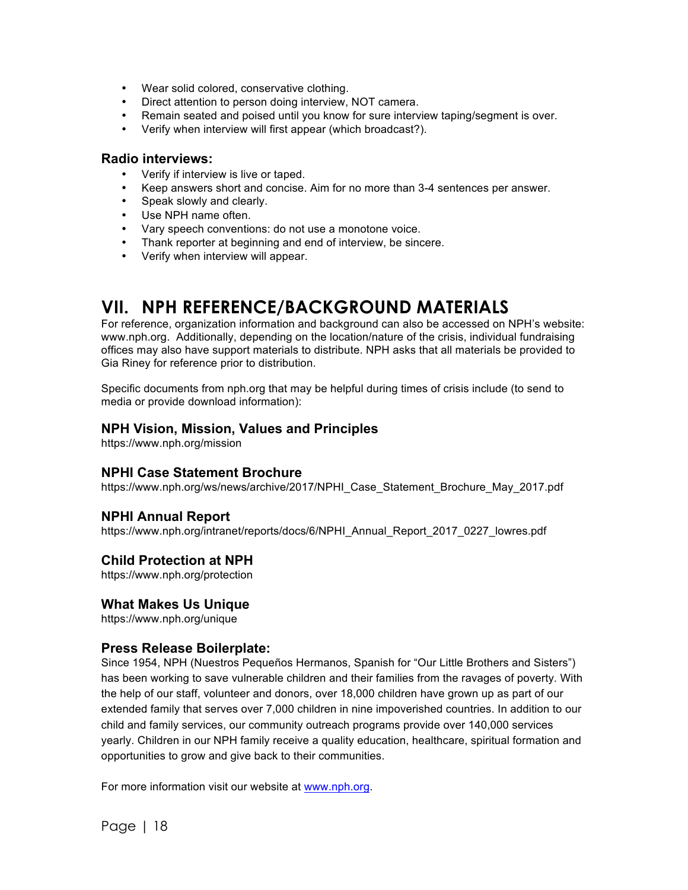- Wear solid colored, conservative clothing.
- Direct attention to person doing interview, NOT camera.
- Remain seated and poised until you know for sure interview taping/segment is over.
- Verify when interview will first appear (which broadcast?).

### Radio interviews:

- Verify if interview is live or taped.
- Keep answers short and concise. Aim for no more than 3-4 sentences per answer.
- Speak slowly and clearly.
- Use NPH name often.
- Vary speech conventions: do not use a monotone voice.
- Thank reporter at beginning and end of interview, be sincere.
- Verify when interview will appear.

## VII. NPH REFERENCE/BACKGROUND MATERIALS

For reference, organization information and background can also be accessed on NPH's website: www.nph.org. Additionally, depending on the location/nature of the crisis, individual fundraising offices may also have support materials to distribute. NPH asks that all materials be provided to Gia Riney for reference prior to distribution.

Specific documents from nph.org that may be helpful during times of crisis include (to send to media or provide download information):

### NPH Vision, Mission, Values and Principles

https://www.nph.org/mission

### NPHI Case Statement Brochure

https://www.nph.org/ws/news/archive/2017/NPHI_Case_Statement_Brochure_May_2017.pdf

### NPHI Annual Report

https://www.nph.org/intranet/reports/docs/6/NPHI_Annual_Report_2017_0227_lowres.pdf

### Child Protection at NPH

https://www.nph.org/protection

### What Makes Us Unique

https://www.nph.org/unique

### Press Release Boilerplate:

Since 1954, NPH (Nuestros Pequeños Hermanos, Spanish for "Our Little Brothers and Sisters") has been working to save vulnerable children and their families from the ravages of poverty. With the help of our staff, volunteer and donors, over 18,000 children have grown up as part of our extended family that serves over 7,000 children in nine impoverished countries. In addition to our child and family services, our community outreach programs provide over 140,000 services yearly. Children in our NPH family receive a quality education, healthcare, spiritual formation and opportunities to grow and give back to their communities.

For more information visit our website at [www.nph.org](www.nph.org).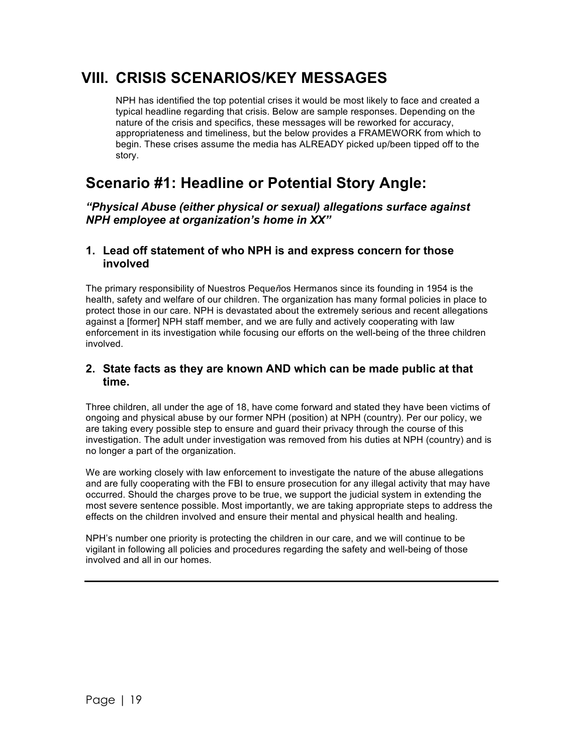# VIII. CRISIS SCENARIOS/KEY MESSAGES

NPH has identified the top potential crises it would be most likely to face and created a typical headline regarding that crisis. Below are sample responses. Depending on the nature of the crisis and specifics, these messages will be reworked for accuracy, appropriateness and timeliness, but the below provides a FRAMEWORK from which to begin. These crises assume the media has ALREADY picked up/been tipped off to the story.

## Scenario #1: Headline or Potential Story Angle:

***"Physical Abuse (either physical or sexual) allegations surface against NPH employee at organization's home in XX"***

### 1. Lead off statement of who NPH is and express concern for those involved

The primary responsibility of Nuestros Peque*ñ*os Hermanos since its founding in 1954 is the health, safety and welfare of our children. The organization has many formal policies in place to protect those in our care. NPH is devastated about the extremely serious and recent allegations against a [former] NPH staff member, and we are fully and actively cooperating with law enforcement in its investigation while focusing our efforts on the well-being of the three children involved.

### 2. State facts as they are known AND which can be made public at that time.

Three children, all under the age of 18, have come forward and stated they have been victims of ongoing and physical abuse by our former NPH (position) at NPH (country). Per our policy, we are taking every possible step to ensure and guard their privacy through the course of this investigation. The adult under investigation was removed from his duties at NPH (country) and is no longer a part of the organization.

We are working closely with law enforcement to investigate the nature of the abuse allegations and are fully cooperating with the FBI to ensure prosecution for any illegal activity that may have occurred. Should the charges prove to be true, we support the judicial system in extending the most severe sentence possible. Most importantly, we are taking appropriate steps to address the effects on the children involved and ensure their mental and physical health and healing.

NPH's number one priority is protecting the children in our care, and we will continue to be vigilant in following all policies and procedures regarding the safety and well-being of those involved and all in our homes.

---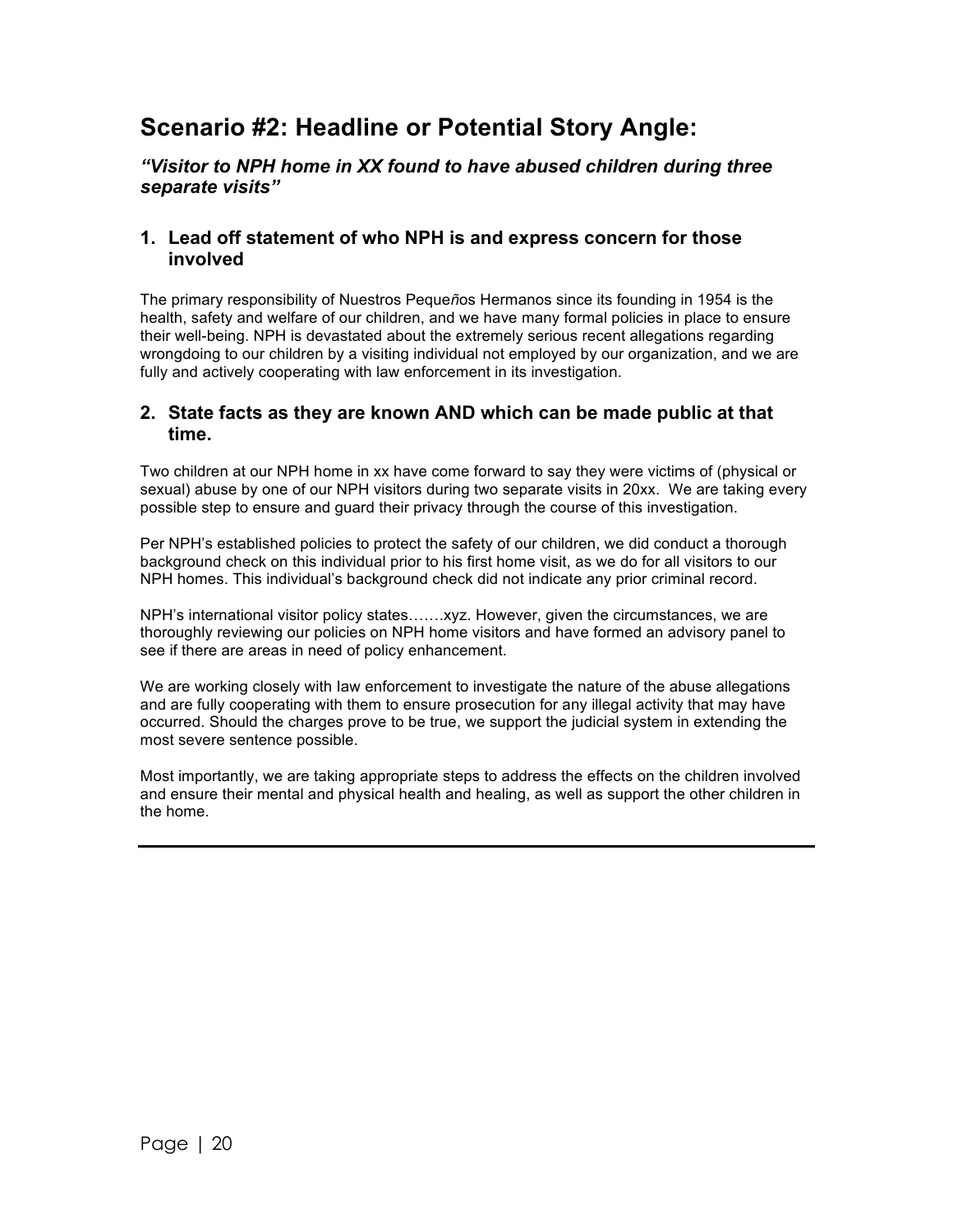## Scenario #2: Headline or Potential Story Angle:

### *"Visitor to NPH home in XX found to have abused children during three separate visits"*

### 1. Lead off statement of who NPH is and express concern for those involved

The primary responsibility of Nuestros Pequeños Hermanos since its founding in 1954 is the health, safety and welfare of our children, and we have many formal policies in place to ensure their well-being. NPH is devastated about the extremely serious recent allegations regarding wrongdoing to our children by a visiting individual not employed by our organization, and we are fully and actively cooperating with law enforcement in its investigation.

### 2. State facts as they are known AND which can be made public at that time.

Two children at our NPH home in xx have come forward to say they were victims of (physical or sexual) abuse by one of our NPH visitors during two separate visits in 20xx. We are taking every possible step to ensure and guard their privacy through the course of this investigation.

Per NPH's established policies to protect the safety of our children, we did conduct a thorough background check on this individual prior to his first home visit, as we do for all visitors to our NPH homes. This individual's background check did not indicate any prior criminal record.

NPH's international visitor policy states…….xyz. However, given the circumstances, we are thoroughly reviewing our policies on NPH home visitors and have formed an advisory panel to see if there are areas in need of policy enhancement.

We are working closely with law enforcement to investigate the nature of the abuse allegations and are fully cooperating with them to ensure prosecution for any illegal activity that may have occurred. Should the charges prove to be true, we support the judicial system in extending the most severe sentence possible.

Most importantly, we are taking appropriate steps to address the effects on the children involved and ensure their mental and physical health and healing, as well as support the other children in the home.

---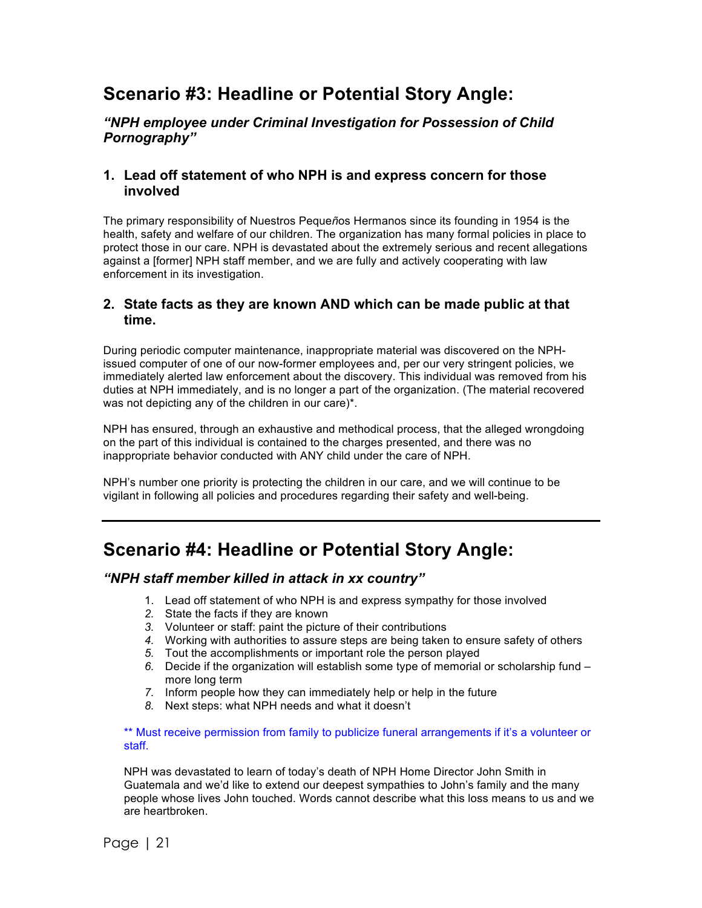## Scenario #3: Headline or Potential Story Angle:

### *"NPH employee under Criminal Investigation for Possession of Child Pornography"*

### 1. Lead off statement of who NPH is and express concern for those involved

The primary responsibility of Nuestros Pequeños Hermanos since its founding in 1954 is the health, safety and welfare of our children. The organization has many formal policies in place to protect those in our care. NPH is devastated about the extremely serious and recent allegations against a [former] NPH staff member, and we are fully and actively cooperating with law enforcement in its investigation.

### 2. State facts as they are known AND which can be made public at that time.

During periodic computer maintenance, inappropriate material was discovered on the NPH-issued computer of one of our now-former employees and, per our very stringent policies, we immediately alerted law enforcement about the discovery. This individual was removed from his duties at NPH immediately, and is no longer a part of the organization. (The material recovered was not depicting any of the children in our care)*.

NPH has ensured, through an exhaustive and methodical process, that the alleged wrongdoing on the part of this individual is contained to the charges presented, and there was no inappropriate behavior conducted with ANY child under the care of NPH.

NPH's number one priority is protecting the children in our care, and we will continue to be vigilant in following all policies and procedures regarding their safety and well-being.

---

## Scenario #4: Headline or Potential Story Angle:

### *"NPH staff member killed in attack in xx country"*

1. Lead off statement of who NPH is and express sympathy for those involved
2. State the facts if they are known
3. Volunteer or staff: paint the picture of their contributions
4. Working with authorities to assure steps are being taken to ensure safety of others
5. Tout the accomplishments or important role the person played
6. Decide if the organization will establish some type of memorial or scholarship fund – more long term
7. Inform people how they can immediately help or help in the future
8. Next steps: what NPH needs and what it doesn't

** Must receive permission from family to publicize funeral arrangements if it's a volunteer or staff.

NPH was devastated to learn of today's death of NPH Home Director John Smith in Guatemala and we'd like to extend our deepest sympathies to John's family and the many people whose lives John touched. Words cannot describe what this loss means to us and we are heartbroken.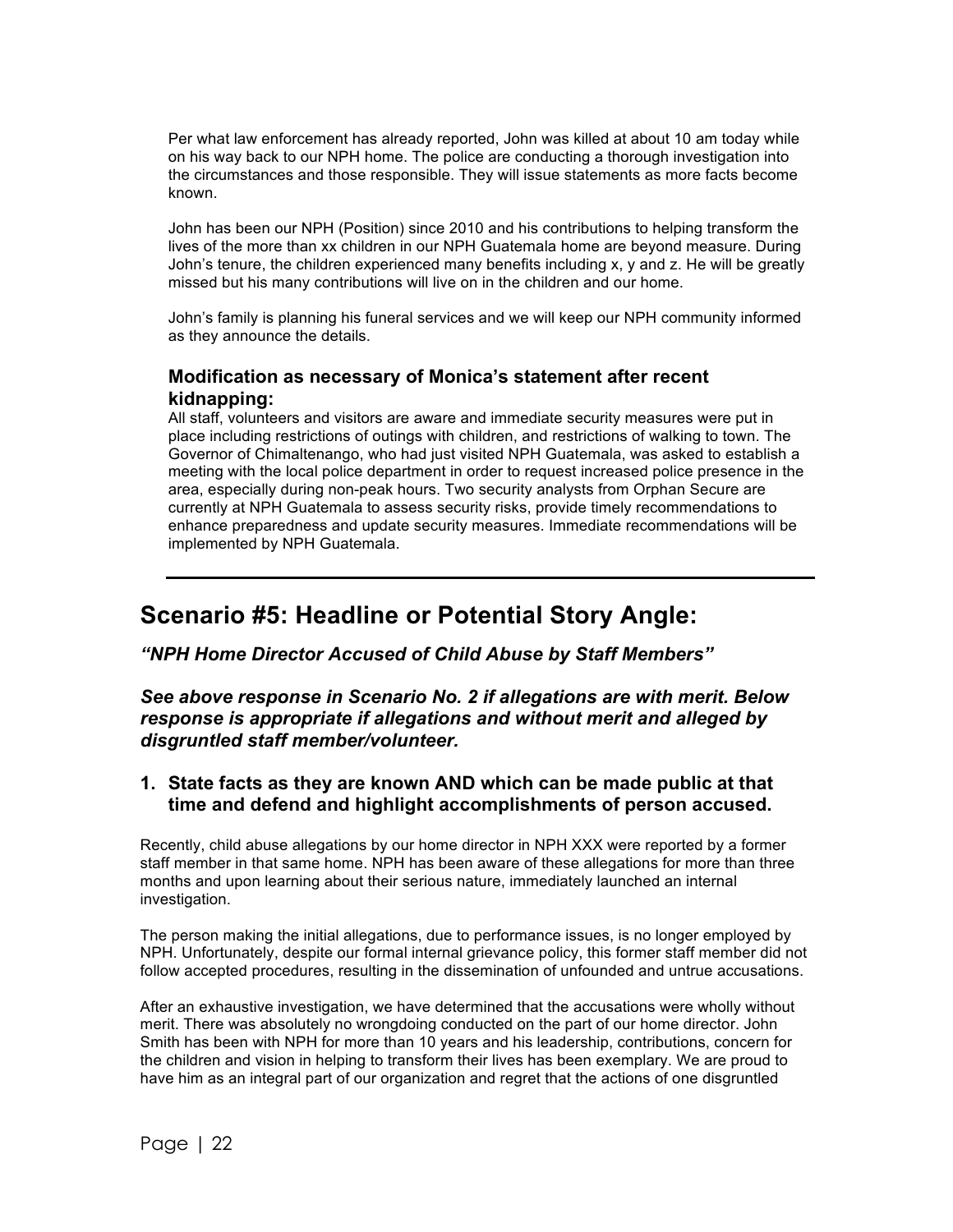Per what law enforcement has already reported, John was killed at about 10 am today while on his way back to our NPH home. The police are conducting a thorough investigation into the circumstances and those responsible. They will issue statements as more facts become known.

John has been our NPH (Position) since 2010 and his contributions to helping transform the lives of the more than xx children in our NPH Guatemala home are beyond measure. During John's tenure, the children experienced many benefits including x, y and z. He will be greatly missed but his many contributions will live on in the children and our home.

John's family is planning his funeral services and we will keep our NPH community informed as they announce the details.

### Modification as necessary of Monica's statement after recent kidnapping:

All staff, volunteers and visitors are aware and immediate security measures were put in place including restrictions of outings with children, and restrictions of walking to town. The Governor of Chimaltenango, who had just visited NPH Guatemala, was asked to establish a meeting with the local police department in order to request increased police presence in the area, especially during non-peak hours. Two security analysts from Orphan Secure are currently at NPH Guatemala to assess security risks, provide timely recommendations to enhance preparedness and update security measures. Immediate recommendations will be implemented by NPH Guatemala.

---

## Scenario #5: Headline or Potential Story Angle:

***"NPH Home Director Accused of Child Abuse by Staff Members"***

***See above response in Scenario No. 2 if allegations are with merit. Below response is appropriate if allegations and without merit and alleged by disgruntled staff member/volunteer.***

### 1. State facts as they are known AND which can be made public at that time and defend and highlight accomplishments of person accused.

Recently, child abuse allegations by our home director in NPH XXX were reported by a former staff member in that same home. NPH has been aware of these allegations for more than three months and upon learning about their serious nature, immediately launched an internal investigation.

The person making the initial allegations, due to performance issues, is no longer employed by NPH. Unfortunately, despite our formal internal grievance policy, this former staff member did not follow accepted procedures, resulting in the dissemination of unfounded and untrue accusations.

After an exhaustive investigation, we have determined that the accusations were wholly without merit. There was absolutely no wrongdoing conducted on the part of our home director. John Smith has been with NPH for more than 10 years and his leadership, contributions, concern for the children and vision in helping to transform their lives has been exemplary. We are proud to have him as an integral part of our organization and regret that the actions of one disgruntled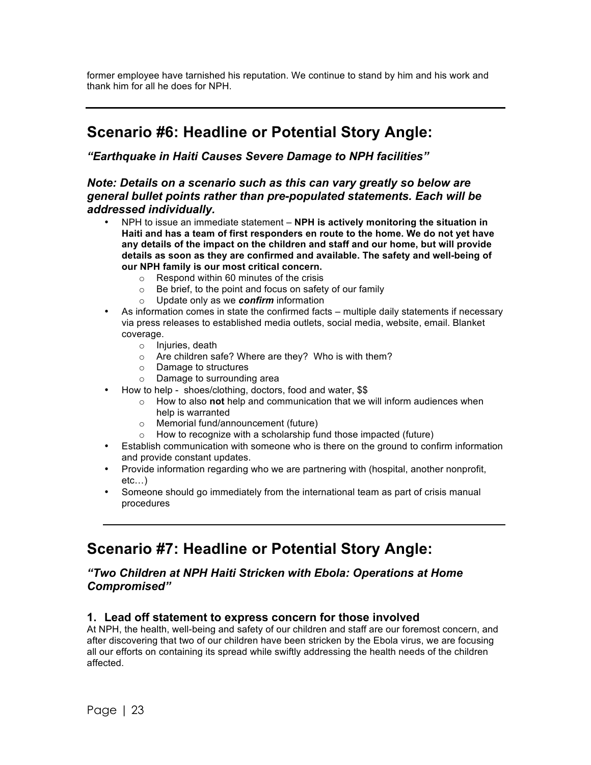former employee have tarnished his reputation. We continue to stand by him and his work and thank him for all he does for NPH.

---

## Scenario #6: Headline or Potential Story Angle:

### *"Earthquake in Haiti Causes Severe Damage to NPH facilities"*

### *Note: Details on a scenario such as this can vary greatly so below are general bullet points rather than pre-populated statements. Each will be addressed individually.*

- NPH to issue an immediate statement – **NPH is actively monitoring the situation in Haiti and has a team of first responders en route to the home. We do not yet have any details of the impact on the children and staff and our home, but will provide details as soon as they are confirmed and available. The safety and well-being of our NPH family is our most critical concern.**
  - Respond within 60 minutes of the crisis
  - Be brief, to the point and focus on safety of our family
  - Update only as we ***confirm*** information
- As information comes in state the confirmed facts – multiple daily statements if necessary via press releases to established media outlets, social media, website, email. Blanket coverage.
  - Injuries, death
  - Are children safe? Where are they? Who is with them?
  - Damage to structures
  - Damage to surrounding area
- How to help - shoes/clothing, doctors, food and water, $$
  - How to also **not** help and communication that we will inform audiences when help is warranted
  - Memorial fund/announcement (future)
  - How to recognize with a scholarship fund those impacted (future)
- Establish communication with someone who is there on the ground to confirm information and provide constant updates.
- Provide information regarding who we are partnering with (hospital, another nonprofit, etc…)
- Someone should go immediately from the international team as part of crisis manual procedures

---

## Scenario #7: Headline or Potential Story Angle:

### *"Two Children at NPH Haiti Stricken with Ebola: Operations at Home Compromised"*

### 1. Lead off statement to express concern for those involved

At NPH, the health, well-being and safety of our children and staff are our foremost concern, and after discovering that two of our children have been stricken by the Ebola virus, we are focusing all our efforts on containing its spread while swiftly addressing the health needs of the children affected.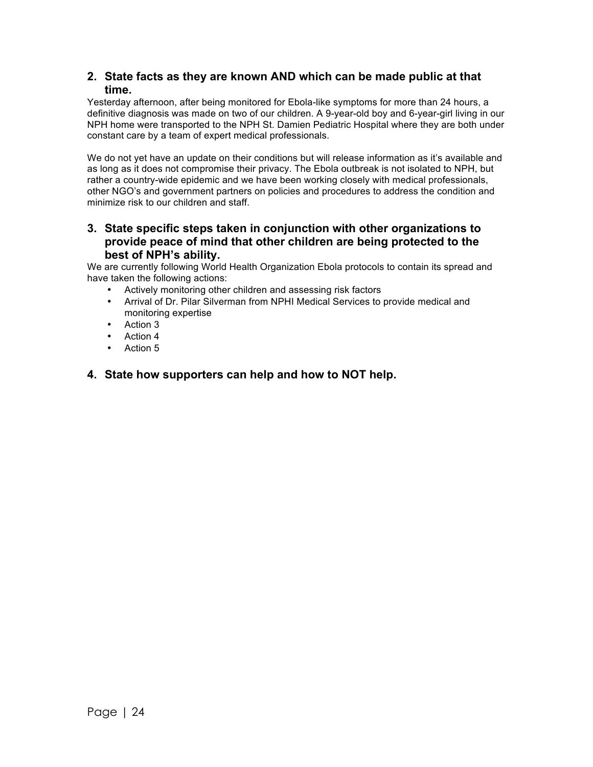2. **State facts as they are known AND which can be made public at that time.**

Yesterday afternoon, after being monitored for Ebola-like symptoms for more than 24 hours, a definitive diagnosis was made on two of our children. A 9-year-old boy and 6-year-girl living in our NPH home were transported to the NPH St. Damien Pediatric Hospital where they are both under constant care by a team of expert medical professionals.

We do not yet have an update on their conditions but will release information as it's available and as long as it does not compromise their privacy. The Ebola outbreak is not isolated to NPH, but rather a country-wide epidemic and we have been working closely with medical professionals, other NGO's and government partners on policies and procedures to address the condition and minimize risk to our children and staff.

3. **State specific steps taken in conjunction with other organizations to provide peace of mind that other children are being protected to the best of NPH's ability.**

We are currently following World Health Organization Ebola protocols to contain its spread and have taken the following actions:

- Actively monitoring other children and assessing risk factors
- Arrival of Dr. Pilar Silverman from NPHI Medical Services to provide medical and monitoring expertise
- Action 3
- Action 4
- Action 5

4. **State how supporters can help and how to NOT help.**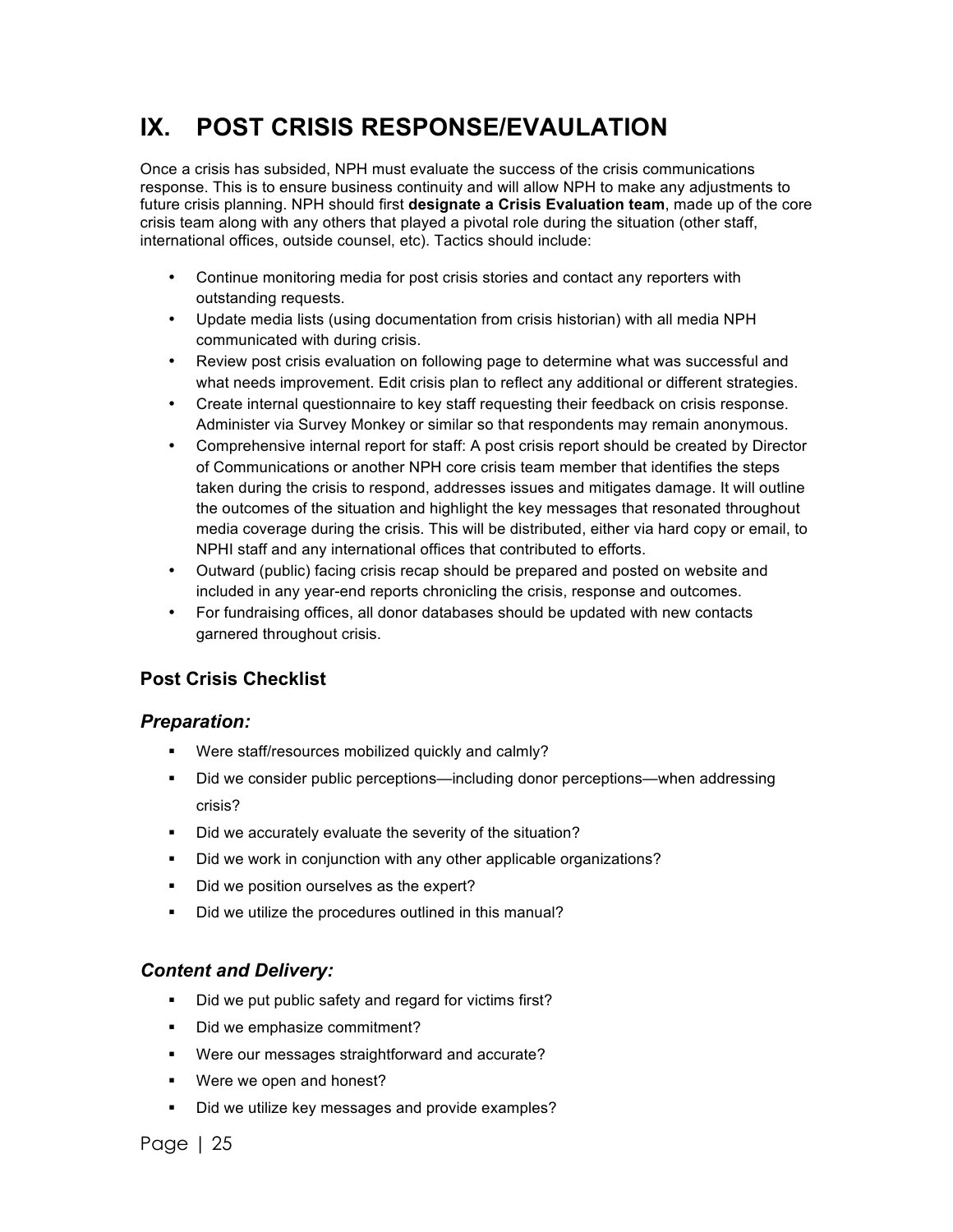# IX. POST CRISIS RESPONSE/EVAULATION

Once a crisis has subsided, NPH must evaluate the success of the crisis communications response. This is to ensure business continuity and will allow NPH to make any adjustments to future crisis planning. NPH should first **designate a Crisis Evaluation team**, made up of the core crisis team along with any others that played a pivotal role during the situation (other staff, international offices, outside counsel, etc). Tactics should include:

- Continue monitoring media for post crisis stories and contact any reporters with outstanding requests.
- Update media lists (using documentation from crisis historian) with all media NPH communicated with during crisis.
- Review post crisis evaluation on following page to determine what was successful and what needs improvement. Edit crisis plan to reflect any additional or different strategies.
- Create internal questionnaire to key staff requesting their feedback on crisis response. Administer via Survey Monkey or similar so that respondents may remain anonymous.
- Comprehensive internal report for staff: A post crisis report should be created by Director of Communications or another NPH core crisis team member that identifies the steps taken during the crisis to respond, addresses issues and mitigates damage. It will outline the outcomes of the situation and highlight the key messages that resonated throughout media coverage during the crisis. This will be distributed, either via hard copy or email, to NPHI staff and any international offices that contributed to efforts.
- Outward (public) facing crisis recap should be prepared and posted on website and included in any year-end reports chronicling the crisis, response and outcomes.
- For fundraising offices, all donor databases should be updated with new contacts garnered throughout crisis.

### Post Crisis Checklist

#### *Preparation:*

- Were staff/resources mobilized quickly and calmly?
- Did we consider public perceptions—including donor perceptions—when addressing crisis?
- Did we accurately evaluate the severity of the situation?
- Did we work in conjunction with any other applicable organizations?
- Did we position ourselves as the expert?
- Did we utilize the procedures outlined in this manual?

#### *Content and Delivery:*

- Did we put public safety and regard for victims first?
- Did we emphasize commitment?
- Were our messages straightforward and accurate?
- Were we open and honest?
- Did we utilize key messages and provide examples?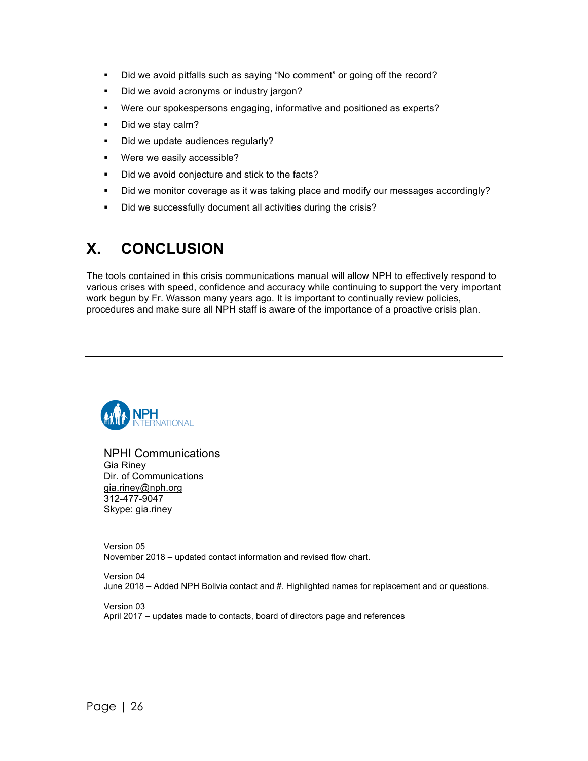- Did we avoid pitfalls such as saying "No comment" or going off the record?
- Did we avoid acronyms or industry jargon?
- Were our spokespersons engaging, informative and positioned as experts?
- Did we stay calm?
- Did we update audiences regularly?
- Were we easily accessible?
- Did we avoid conjecture and stick to the facts?
- Did we monitor coverage as it was taking place and modify our messages accordingly?
- Did we successfully document all activities during the crisis?

# X. CONCLUSION

The tools contained in this crisis communications manual will allow NPH to effectively respond to various crises with speed, confidence and accuracy while continuing to support the very important work begun by Fr. Wasson many years ago. It is important to continually review policies, procedures and make sure all NPH staff is aware of the importance of a proactive crisis plan.

---

NPH INTERNATIONAL

NPHI Communications
Gia Riney
Dir. of Communications
gia.riney@nph.org
312-477-9047
Skype: gia.riney

Version 05
November 2018 – updated contact information and revised flow chart.

Version 04
June 2018 – Added NPH Bolivia contact and #. Highlighted names for replacement and or questions.

Version 03
April 2017 – updates made to contacts, board of directors page and references